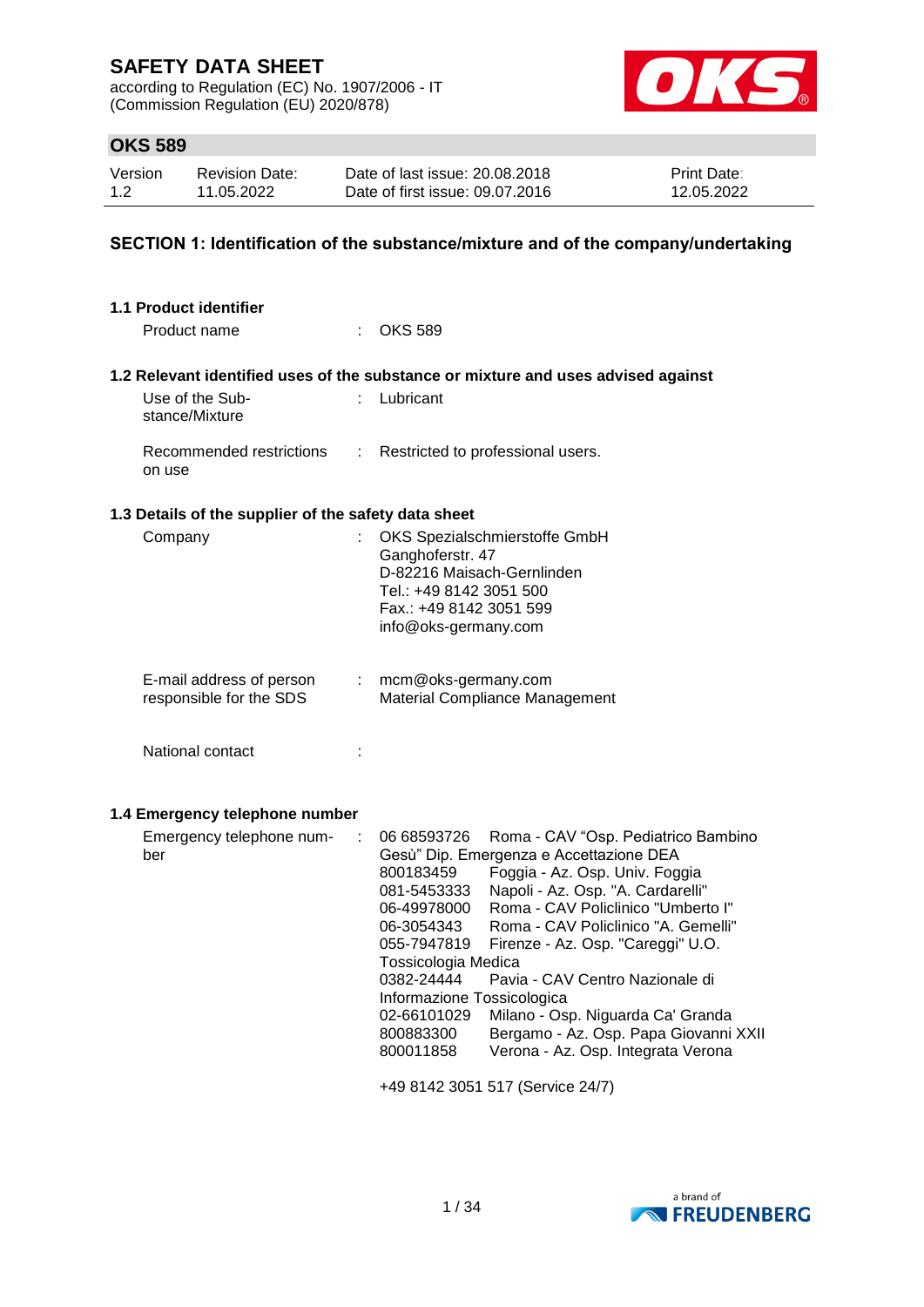# SAFETY DATA SHEET

according to Regulation (EC) No. 1907/2006 - IT
(Commission Regulation (EU) 2020/878)

## OKS 589

| Version | Revision Date: | Date of last issue: 20.08.2018 | Print Date: |
|---|---|---|---|
| 1.2 | 11.05.2022 | Date of first issue: 09.07.2016 | 12.05.2022 |

## SECTION 1: Identification of the substance/mixture and of the company/undertaking

### 1.1 Product identifier

Product name : OKS 589

### 1.2 Relevant identified uses of the substance or mixture and uses advised against

Use of the Substance/Mixture : Lubricant

Recommended restrictions on use : Restricted to professional users.

### 1.3 Details of the supplier of the safety data sheet

Company : OKS Spezialschmierstoffe GmbH
Ganghoferstr. 47
D-82216 Maisach-Gernlinden
Tel.: +49 8142 3051 500
Fax.: +49 8142 3051 599
info@oks-germany.com

E-mail address of person responsible for the SDS : mcm@oks-germany.com
Material Compliance Management

National contact :

### 1.4 Emergency telephone number

Emergency telephone number : 06 68593726 Roma - CAV “Osp. Pediatrico Bambino Gesù” Dip. Emergenza e Accettazione DEA
800183459 Foggia - Az. Osp. Univ. Foggia
081-5453333 Napoli - Az. Osp. "A. Cardarelli"
06-49978000 Roma - CAV Policlinico "Umberto I"
06-3054343 Roma - CAV Policlinico "A. Gemelli"
055-7947819 Firenze - Az. Osp. "Careggi" U.O. Tossicologia Medica
0382-24444 Pavia - CAV Centro Nazionale di Informazione Tossicologica
02-66101029 Milano - Osp. Niguarda Ca' Granda
800883300 Bergamo - Az. Osp. Papa Giovanni XXII
800011858 Verona - Az. Osp. Integrata Verona

+49 8142 3051 517 (Service 24/7)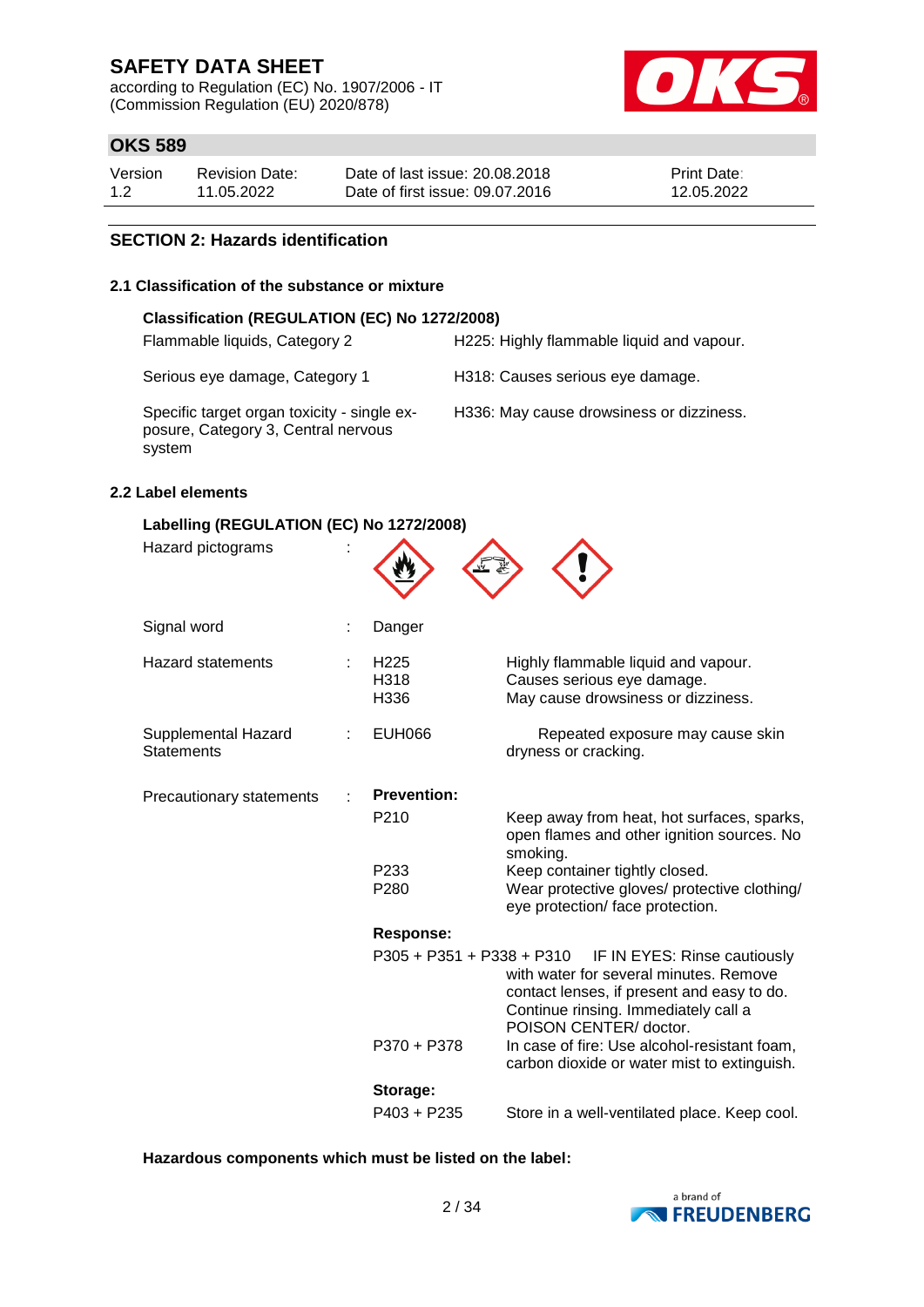## SECTION 2: Hazards identification

### 2.1 Classification of the substance or mixture

**Classification (REGULATION (EC) No 1272/2008)**

| | |
|---|---|
| Flammable liquids, Category 2 | H225: Highly flammable liquid and vapour. |
| Serious eye damage, Category 1 | H318: Causes serious eye damage. |
| Specific target organ toxicity - single exposure, Category 3, Central nervous system | H336: May cause drowsiness or dizziness. |

### 2.2 Label elements

**Labelling (REGULATION (EC) No 1272/2008)**

Hazard pictograms :

Signal word : Danger

Hazard statements :

| | |
|---|---|
| H225 | Highly flammable liquid and vapour. |
| H318 | Causes serious eye damage. |
| H336 | May cause drowsiness or dizziness. |

Supplemental Hazard Statements :

| | |
|---|---|
| EUH066 | Repeated exposure may cause skin dryness or cracking. |

Precautionary statements :

**Prevention:**

| | |
|---|---|
| P210 | Keep away from heat, hot surfaces, sparks, open flames and other ignition sources. No smoking. |
| P233 | Keep container tightly closed. |
| P280 | Wear protective gloves/ protective clothing/ eye protection/ face protection. |

**Response:**

| | |
|---|---|
| P305 + P351 + P338 + P310 | IF IN EYES: Rinse cautiously with water for several minutes. Remove contact lenses, if present and easy to do. Continue rinsing. Immediately call a POISON CENTER/ doctor. |
| P370 + P378 | In case of fire: Use alcohol-resistant foam, carbon dioxide or water mist to extinguish. |

**Storage:**

| | |
|---|---|
| P403 + P235 | Store in a well-ventilated place. Keep cool. |

**Hazardous components which must be listed on the label:**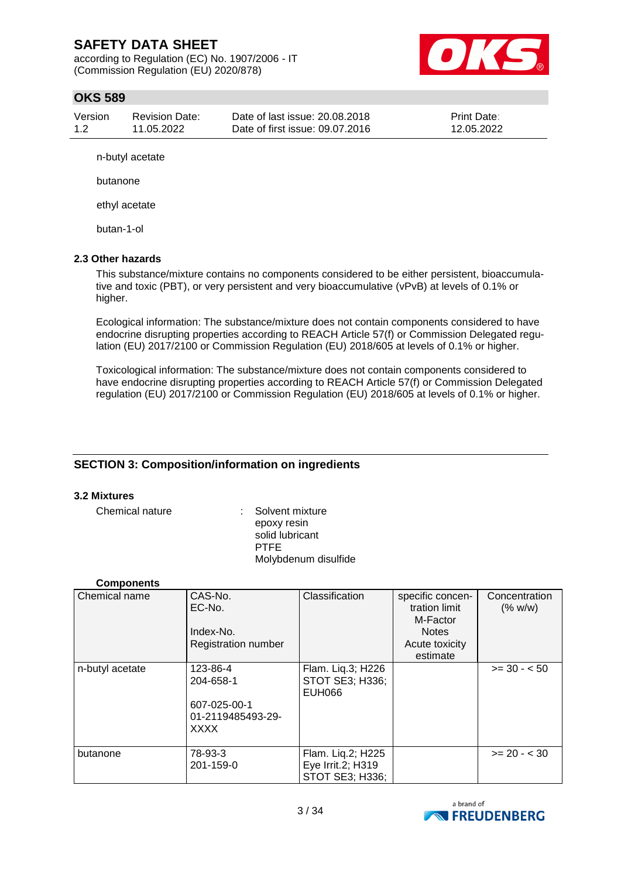n-butyl acetate

butanone

ethyl acetate

butan-1-ol

### 2.3 Other hazards

This substance/mixture contains no components considered to be either persistent, bioaccumulative and toxic (PBT), or very persistent and very bioaccumulative (vPvB) at levels of 0.1% or higher.

Ecological information: The substance/mixture does not contain components considered to have endocrine disrupting properties according to REACH Article 57(f) or Commission Delegated regulation (EU) 2017/2100 or Commission Regulation (EU) 2018/605 at levels of 0.1% or higher.

Toxicological information: The substance/mixture does not contain components considered to have endocrine disrupting properties according to REACH Article 57(f) or Commission Delegated regulation (EU) 2017/2100 or Commission Regulation (EU) 2018/605 at levels of 0.1% or higher.

## SECTION 3: Composition/information on ingredients

### 3.2 Mixtures

Chemical nature : Solvent mixture
epoxy resin
solid lubricant
PTFE
Molybdenum disulfide

**Components**

| Chemical name | CAS-No.<br>EC-No.<br><br>Index-No.<br>Registration number | Classification | specific concentration limit<br>M-Factor<br>Notes<br>Acute toxicity estimate | Concentration (% w/w) |
|---|---|---|---|---|
| n-butyl acetate | 123-86-4<br>204-658-1<br><br>607-025-00-1<br>01-2119485493-29-XXXX | Flam. Liq.3; H226<br>STOT SE3; H336;<br>EUH066 | | >= 30 - < 50 |
| butanone | 78-93-3<br>201-159-0 | Flam. Liq.2; H225<br>Eye Irrit.2; H319<br>STOT SE3; H336; | | >= 20 - < 30 |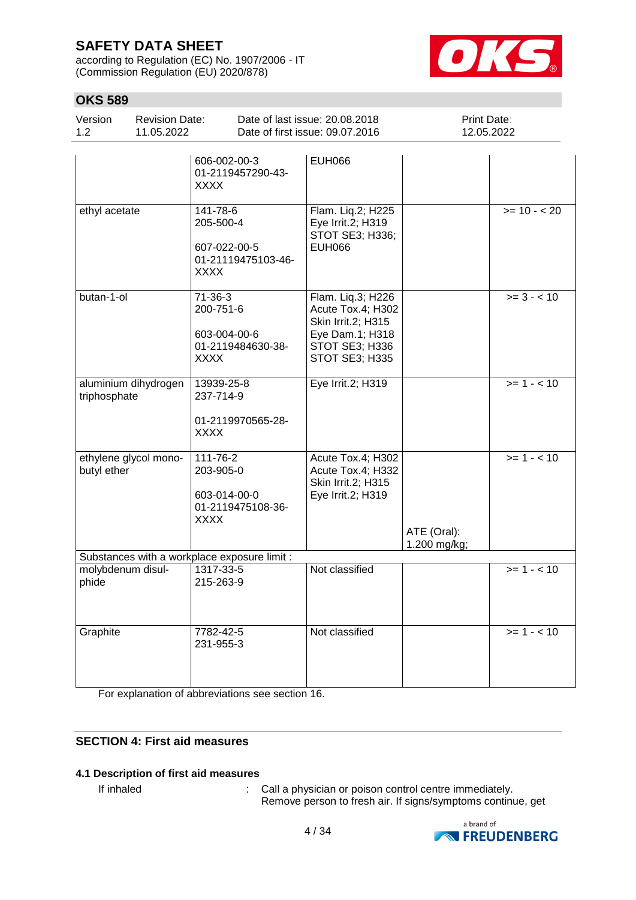| | | | | |
|---|---|---|---|---|
| | 606-002-00-3<br>01-2119457290-43-XXXX | EUH066 | | |
| ethyl acetate | 141-78-6<br>205-500-4<br><br>607-022-00-5<br>01-21119475103-46-XXXX | Flam. Liq.2; H225<br>Eye Irrit.2; H319<br>STOT SE3; H336;<br>EUH066 | | >= 10 - < 20 |
| butan-1-ol | 71-36-3<br>200-751-6<br><br>603-004-00-6<br>01-2119484630-38-XXXX | Flam. Liq.3; H226<br>Acute Tox.4; H302<br>Skin Irrit.2; H315<br>Eye Dam.1; H318<br>STOT SE3; H336<br>STOT SE3; H335 | | >= 3 - < 10 |
| aluminium dihydrogen triphosphate | 13939-25-8<br>237-714-9<br><br>01-2119970565-28-XXXX | Eye Irrit.2; H319 | | >= 1 - < 10 |
| ethylene glycol mono-butyl ether | 111-76-2<br>203-905-0<br><br>603-014-00-0<br>01-2119475108-36-XXXX | Acute Tox.4; H302<br>Acute Tox.4; H332<br>Skin Irrit.2; H315<br>Eye Irrit.2; H319 | ATE (Oral): 1.200 mg/kg; | >= 1 - < 10 |
| Substances with a workplace exposure limit : | | | | |
| molybdenum disul-phide | 1317-33-5<br>215-263-9 | Not classified | | >= 1 - < 10 |
| Graphite | 7782-42-5<br>231-955-3 | Not classified | | >= 1 - < 10 |

For explanation of abbreviations see section 16.

## SECTION 4: First aid measures

### 4.1 Description of first aid measures

If inhaled : Call a physician or poison control centre immediately. Remove person to fresh air. If signs/symptoms continue, get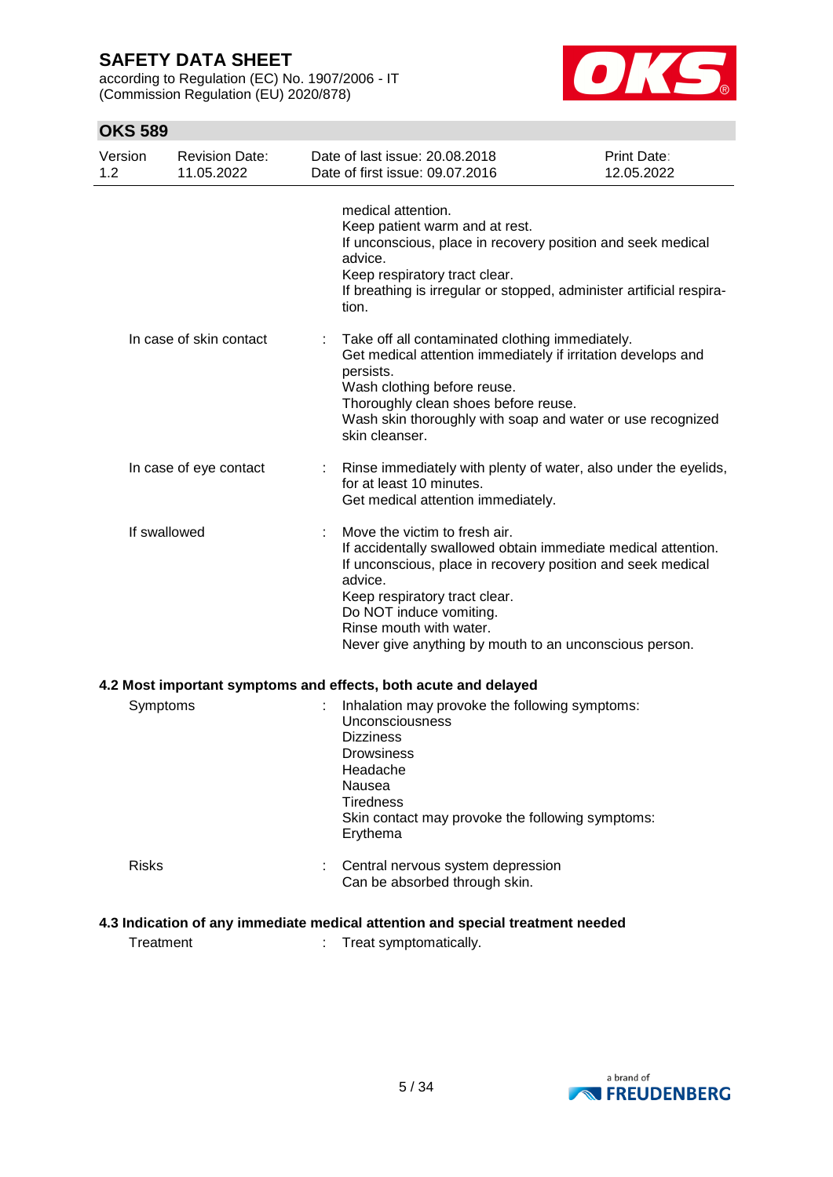medical attention.
Keep patient warm and at rest.
If unconscious, place in recovery position and seek medical advice.
Keep respiratory tract clear.
If breathing is irregular or stopped, administer artificial respiration.

| | | |
|---|---|---|
| In case of skin contact | : | Take off all contaminated clothing immediately.<br>Get medical attention immediately if irritation develops and persists.<br>Wash clothing before reuse.<br>Thoroughly clean shoes before reuse.<br>Wash skin thoroughly with soap and water or use recognized skin cleanser. |
| In case of eye contact | : | Rinse immediately with plenty of water, also under the eyelids, for at least 10 minutes.<br>Get medical attention immediately. |
| If swallowed | : | Move the victim to fresh air.<br>If accidentally swallowed obtain immediate medical attention.<br>If unconscious, place in recovery position and seek medical advice.<br>Keep respiratory tract clear.<br>Do NOT induce vomiting.<br>Rinse mouth with water.<br>Never give anything by mouth to an unconscious person. |

### 4.2 Most important symptoms and effects, both acute and delayed

| | | |
|---|---|---|
| Symptoms | : | Inhalation may provoke the following symptoms:<br>Unconsciousness<br>Dizziness<br>Drowsiness<br>Headache<br>Nausea<br>Tiredness<br>Skin contact may provoke the following symptoms:<br>Erythema |
| Risks | : | Central nervous system depression<br>Can be absorbed through skin. |

### 4.3 Indication of any immediate medical attention and special treatment needed

| | | |
|---|---|---|
| Treatment | : | Treat symptomatically. |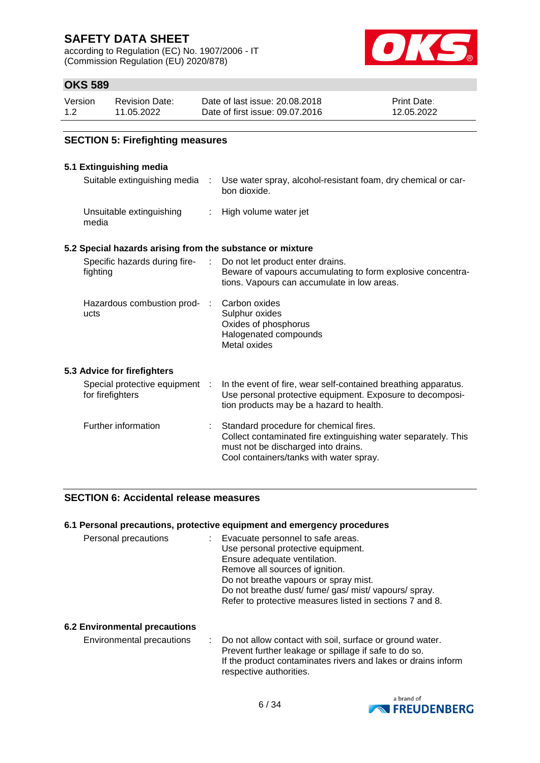## SECTION 5: Firefighting measures

### 5.1 Extinguishing media

| | | |
|---|---|---|
| Suitable extinguishing media | : | Use water spray, alcohol-resistant foam, dry chemical or carbon dioxide. |
| Unsuitable extinguishing media | : | High volume water jet |

### 5.2 Special hazards arising from the substance or mixture

| | | |
|---|---|---|
| Specific hazards during firefighting | : | Do not let product enter drains.<br>Beware of vapours accumulating to form explosive concentrations. Vapours can accumulate in low areas. |
| Hazardous combustion products | : | Carbon oxides<br>Sulphur oxides<br>Oxides of phosphorus<br>Halogenated compounds<br>Metal oxides |

### 5.3 Advice for firefighters

| | | |
|---|---|---|
| Special protective equipment for firefighters | : | In the event of fire, wear self-contained breathing apparatus.<br>Use personal protective equipment. Exposure to decomposition products may be a hazard to health. |
| Further information | : | Standard procedure for chemical fires.<br>Collect contaminated fire extinguishing water separately. This must not be discharged into drains.<br>Cool containers/tanks with water spray. |

## SECTION 6: Accidental release measures

### 6.1 Personal precautions, protective equipment and emergency procedures

| | | |
|---|---|---|
| Personal precautions | : | Evacuate personnel to safe areas.<br>Use personal protective equipment.<br>Ensure adequate ventilation.<br>Remove all sources of ignition.<br>Do not breathe vapours or spray mist.<br>Do not breathe dust/ fume/ gas/ mist/ vapours/ spray.<br>Refer to protective measures listed in sections 7 and 8. |

### 6.2 Environmental precautions

| | | |
|---|---|---|
| Environmental precautions | : | Do not allow contact with soil, surface or ground water.<br>Prevent further leakage or spillage if safe to do so.<br>If the product contaminates rivers and lakes or drains inform respective authorities. |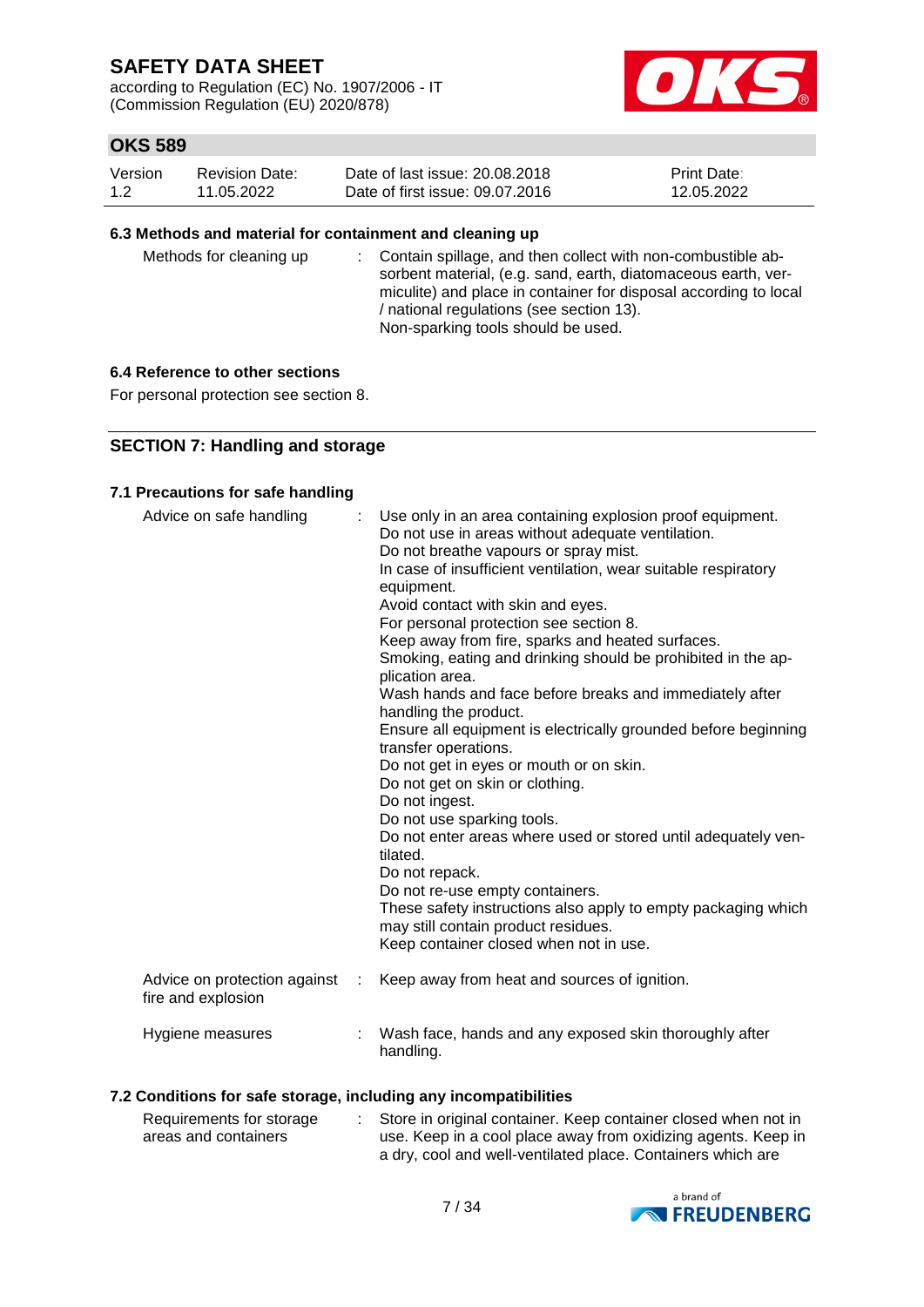#### 6.3 Methods and material for containment and cleaning up

| | |
|---|---|
| Methods for cleaning up | Contain spillage, and then collect with non-combustible absorbent material, (e.g. sand, earth, diatomaceous earth, vermiculite) and place in container for disposal according to local / national regulations (see section 13).<br>Non-sparking tools should be used. |

#### 6.4 Reference to other sections

For personal protection see section 8.

## SECTION 7: Handling and storage

#### 7.1 Precautions for safe handling

| | |
|---|---|
| Advice on safe handling | Use only in an area containing explosion proof equipment.<br>Do not use in areas without adequate ventilation.<br>Do not breathe vapours or spray mist.<br>In case of insufficient ventilation, wear suitable respiratory equipment.<br>Avoid contact with skin and eyes.<br>For personal protection see section 8.<br>Keep away from fire, sparks and heated surfaces.<br>Smoking, eating and drinking should be prohibited in the application area.<br>Wash hands and face before breaks and immediately after handling the product.<br>Ensure all equipment is electrically grounded before beginning transfer operations.<br>Do not get in eyes or mouth or on skin.<br>Do not get on skin or clothing.<br>Do not ingest.<br>Do not use sparking tools.<br>Do not enter areas where used or stored until adequately ventilated.<br>Do not repack.<br>Do not re-use empty containers.<br>These safety instructions also apply to empty packaging which may still contain product residues.<br>Keep container closed when not in use. |
| Advice on protection against fire and explosion | Keep away from heat and sources of ignition. |
| Hygiene measures | Wash face, hands and any exposed skin thoroughly after handling. |

#### 7.2 Conditions for safe storage, including any incompatibilities

| | |
|---|---|
| Requirements for storage areas and containers | Store in original container. Keep container closed when not in use. Keep in a cool place away from oxidizing agents. Keep in a dry, cool and well-ventilated place. Containers which are |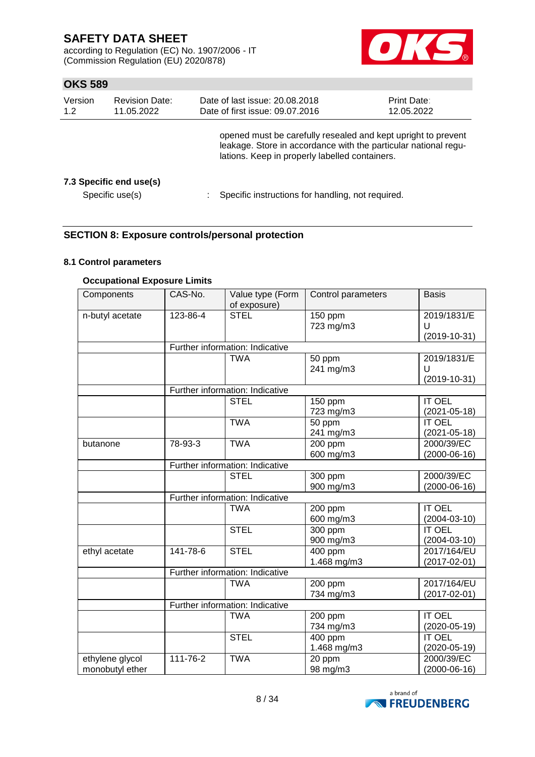opened must be carefully resealed and kept upright to prevent leakage. Store in accordance with the particular national regulations. Keep in properly labelled containers.

**7.3 Specific end use(s)**

Specific use(s) : Specific instructions for handling, not required.

## SECTION 8: Exposure controls/personal protection

**8.1 Control parameters**

**Occupational Exposure Limits**

| Components | CAS-No. | Value type (Form of exposure) | Control parameters | Basis |
|---|---|---|---|---|
| n-butyl acetate | 123-86-4 | STEL | 150 ppm<br>723 mg/m3 | 2019/1831/EU<br>(2019-10-31) |
| | Further information: Indicative | | | |
| | | TWA | 50 ppm<br>241 mg/m3 | 2019/1831/EU<br>(2019-10-31) |
| | Further information: Indicative | | | |
| | | STEL | 150 ppm<br>723 mg/m3 | IT OEL<br>(2021-05-18) |
| | | TWA | 50 ppm<br>241 mg/m3 | IT OEL<br>(2021-05-18) |
| butanone | 78-93-3 | TWA | 200 ppm<br>600 mg/m3 | 2000/39/EC<br>(2000-06-16) |
| | Further information: Indicative | | | |
| | | STEL | 300 ppm<br>900 mg/m3 | 2000/39/EC<br>(2000-06-16) |
| | Further information: Indicative | | | |
| | | TWA | 200 ppm<br>600 mg/m3 | IT OEL<br>(2004-03-10) |
| | | STEL | 300 ppm<br>900 mg/m3 | IT OEL<br>(2004-03-10) |
| ethyl acetate | 141-78-6 | STEL | 400 ppm<br>1.468 mg/m3 | 2017/164/EU<br>(2017-02-01) |
| | Further information: Indicative | | | |
| | | TWA | 200 ppm<br>734 mg/m3 | 2017/164/EU<br>(2017-02-01) |
| | Further information: Indicative | | | |
| | | TWA | 200 ppm<br>734 mg/m3 | IT OEL<br>(2020-05-19) |
| | | STEL | 400 ppm<br>1.468 mg/m3 | IT OEL<br>(2020-05-19) |
| ethylene glycol monobutyl ether | 111-76-2 | TWA | 20 ppm<br>98 mg/m3 | 2000/39/EC<br>(2000-06-16) |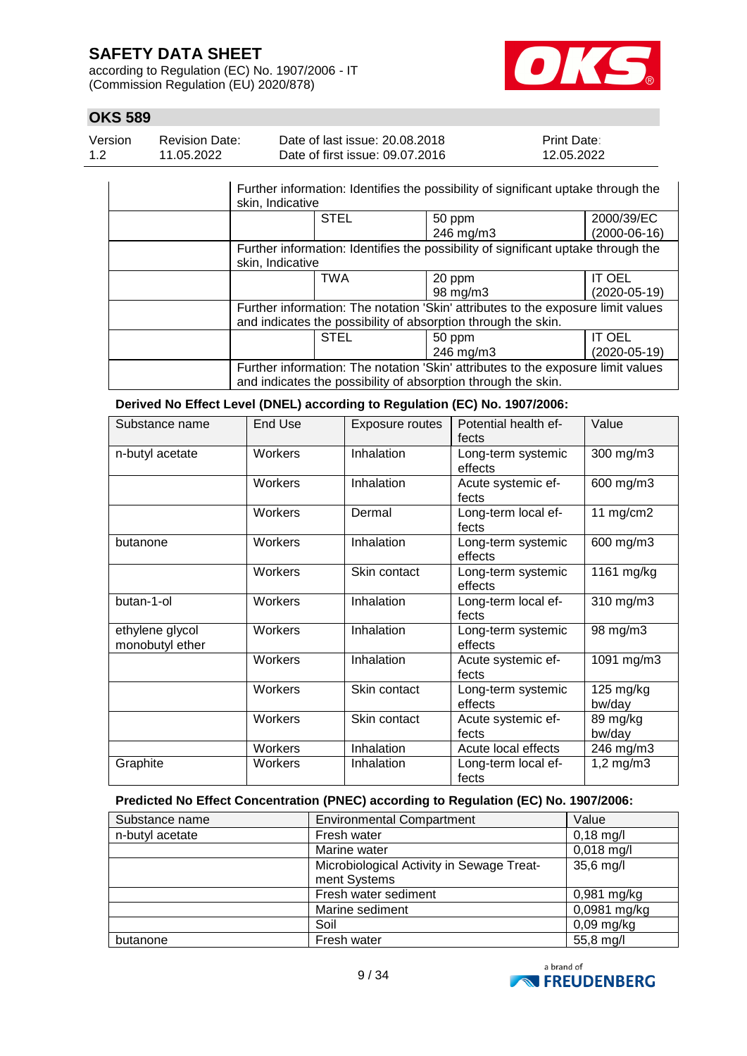| | | | | |
|---|---|---|---|---|
| | Further information: Identifies the possibility of significant uptake through the skin, Indicative | | | |
| | | STEL | 50 ppm<br>246 mg/m3 | 2000/39/EC<br>(2000-06-16) |
| | Further information: Identifies the possibility of significant uptake through the skin, Indicative | | | |
| | | TWA | 20 ppm<br>98 mg/m3 | IT OEL<br>(2020-05-19) |
| | Further information: The notation 'Skin' attributes to the exposure limit values and indicates the possibility of absorption through the skin. | | | |
| | | STEL | 50 ppm<br>246 mg/m3 | IT OEL<br>(2020-05-19) |
| | Further information: The notation 'Skin' attributes to the exposure limit values and indicates the possibility of absorption through the skin. | | | |

**Derived No Effect Level (DNEL) according to Regulation (EC) No. 1907/2006:**

| Substance name | End Use | Exposure routes | Potential health effects | Value |
|---|---|---|---|---|
| n-butyl acetate | Workers | Inhalation | Long-term systemic effects | 300 mg/m3 |
| | Workers | Inhalation | Acute systemic effects | 600 mg/m3 |
| | Workers | Dermal | Long-term local effects | 11 mg/cm2 |
| butanone | Workers | Inhalation | Long-term systemic effects | 600 mg/m3 |
| | Workers | Skin contact | Long-term systemic effects | 1161 mg/kg |
| butan-1-ol | Workers | Inhalation | Long-term local effects | 310 mg/m3 |
| ethylene glycol monobutyl ether | Workers | Inhalation | Long-term systemic effects | 98 mg/m3 |
| | Workers | Inhalation | Acute systemic effects | 1091 mg/m3 |
| | Workers | Skin contact | Long-term systemic effects | 125 mg/kg bw/day |
| | Workers | Skin contact | Acute systemic effects | 89 mg/kg bw/day |
| | Workers | Inhalation | Acute local effects | 246 mg/m3 |
| Graphite | Workers | Inhalation | Long-term local effects | 1,2 mg/m3 |

**Predicted No Effect Concentration (PNEC) according to Regulation (EC) No. 1907/2006:**

| Substance name | Environmental Compartment | Value |
|---|---|---|
| n-butyl acetate | Fresh water | 0,18 mg/l |
| | Marine water | 0,018 mg/l |
| | Microbiological Activity in Sewage Treatment Systems | 35,6 mg/l |
| | Fresh water sediment | 0,981 mg/kg |
| | Marine sediment | 0,0981 mg/kg |
| | Soil | 0,09 mg/kg |
| butanone | Fresh water | 55,8 mg/l |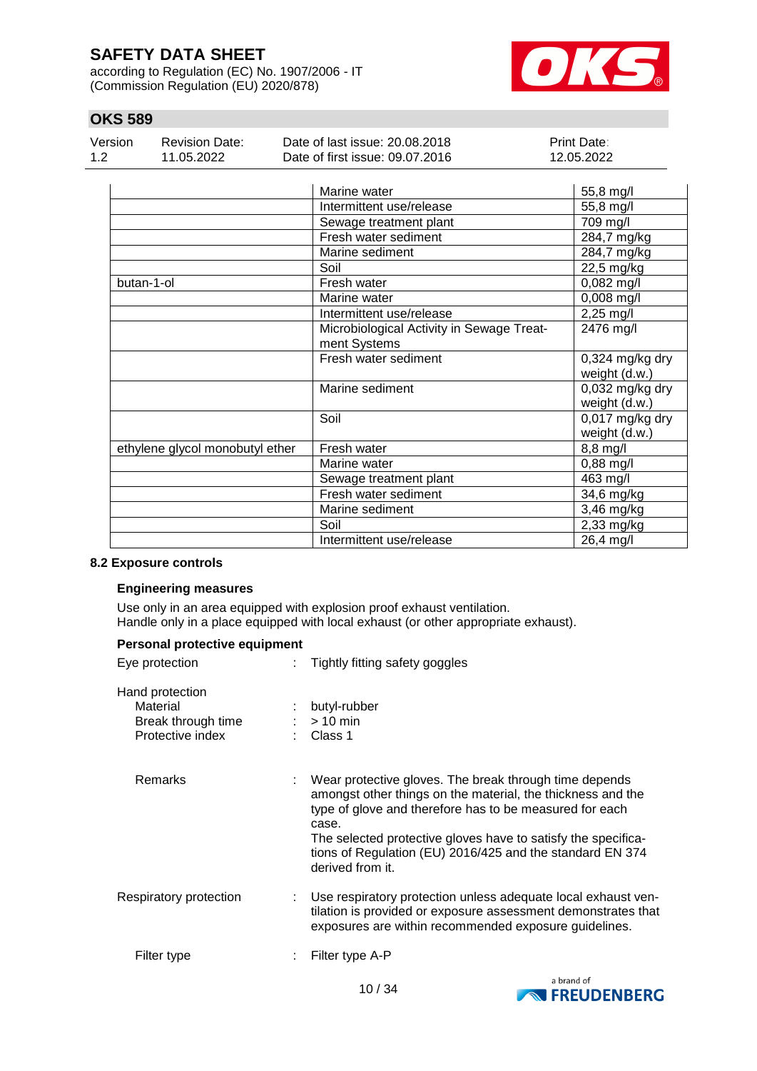| | | |
|---|---|---|
| | Marine water | 55,8 mg/l |
| | Intermittent use/release | 55,8 mg/l |
| | Sewage treatment plant | 709 mg/l |
| | Fresh water sediment | 284,7 mg/kg |
| | Marine sediment | 284,7 mg/kg |
| | Soil | 22,5 mg/kg |
| butan-1-ol | Fresh water | 0,082 mg/l |
| | Marine water | 0,008 mg/l |
| | Intermittent use/release | 2,25 mg/l |
| | Microbiological Activity in Sewage Treatment Systems | 2476 mg/l |
| | Fresh water sediment | 0,324 mg/kg dry weight (d.w.) |
| | Marine sediment | 0,032 mg/kg dry weight (d.w.) |
| | Soil | 0,017 mg/kg dry weight (d.w.) |
| ethylene glycol monobutyl ether | Fresh water | 8,8 mg/l |
| | Marine water | 0,88 mg/l |
| | Sewage treatment plant | 463 mg/l |
| | Fresh water sediment | 34,6 mg/kg |
| | Marine sediment | 3,46 mg/kg |
| | Soil | 2,33 mg/kg |
| | Intermittent use/release | 26,4 mg/l |

### 8.2 Exposure controls

**Engineering measures**

Use only in an area equipped with explosion proof exhaust ventilation.
Handle only in a place equipped with local exhaust (or other appropriate exhaust).

**Personal protective equipment**

Eye protection : Tightly fitting safety goggles

Hand protection
- Material : butyl-rubber
- Break through time : > 10 min
- Protective index : Class 1

Remarks : Wear protective gloves. The break through time depends amongst other things on the material, the thickness and the type of glove and therefore has to be measured for each case.
The selected protective gloves have to satisfy the specifications of Regulation (EU) 2016/425 and the standard EN 374 derived from it.

Respiratory protection : Use respiratory protection unless adequate local exhaust ventilation is provided or exposure assessment demonstrates that exposures are within recommended exposure guidelines.

Filter type : Filter type A-P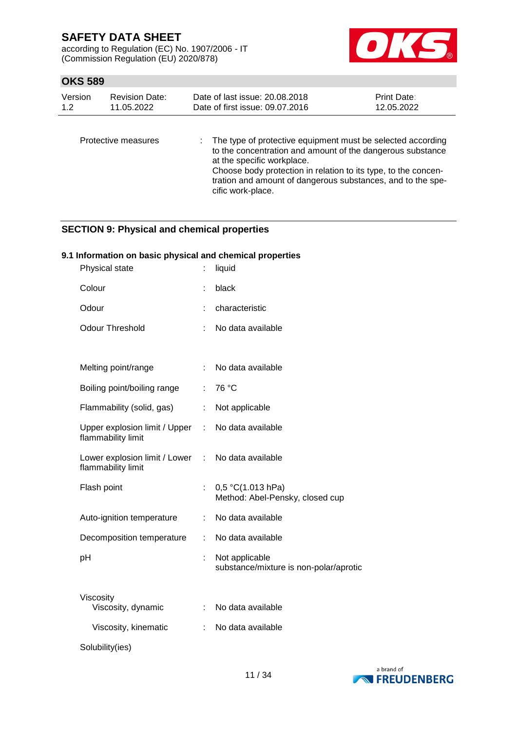| | | |
|---|---|---|
| Protective measures | : | The type of protective equipment must be selected according to the concentration and amount of the dangerous substance at the specific workplace.<br>Choose body protection in relation to its type, to the concentration and amount of dangerous substances, and to the specific work-place. |

## SECTION 9: Physical and chemical properties

### 9.1 Information on basic physical and chemical properties

| | | |
|---|---|---|
| Physical state | : | liquid |
| Colour | : | black |
| Odour | : | characteristic |
| Odour Threshold | : | No data available |
| Melting point/range | : | No data available |
| Boiling point/boiling range | : | 76 °C |
| Flammability (solid, gas) | : | Not applicable |
| Upper explosion limit / Upper flammability limit | : | No data available |
| Lower explosion limit / Lower flammability limit | : | No data available |
| Flash point | : | 0,5 °C(1.013 hPa)<br>Method: Abel-Pensky, closed cup |
| Auto-ignition temperature | : | No data available |
| Decomposition temperature | : | No data available |
| pH | : | Not applicable<br>substance/mixture is non-polar/aprotic |
| Viscosity | | |
| Viscosity, dynamic | : | No data available |
| Viscosity, kinematic | : | No data available |
| Solubility(ies) | | |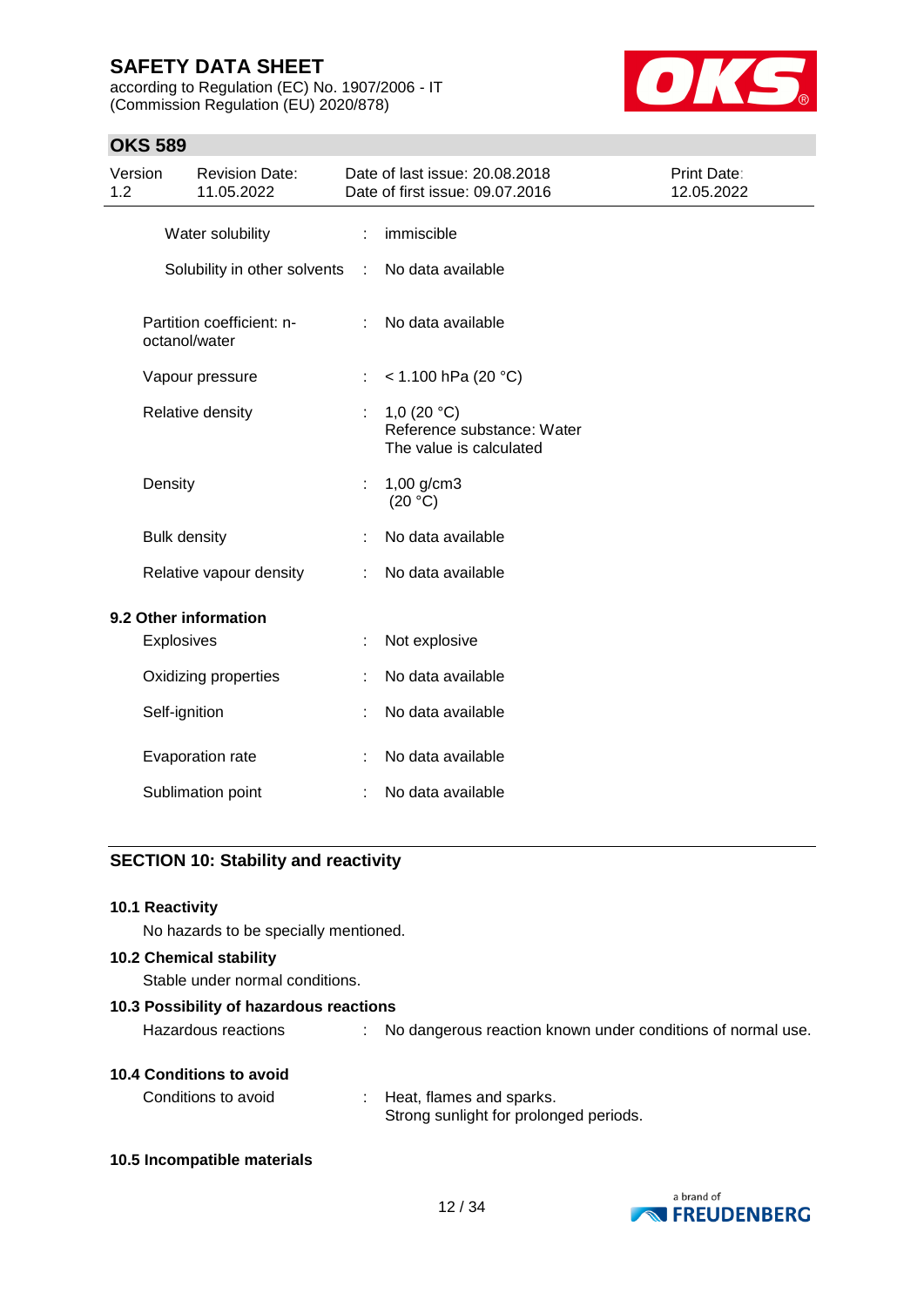| | | |
|---|---|---|
| Water solubility | : | immiscible |
| Solubility in other solvents | : | No data available |
| Partition coefficient: n-octanol/water | : | No data available |
| Vapour pressure | : | < 1.100 hPa (20 °C) |
| Relative density | : | 1,0 (20 °C)<br>Reference substance: Water<br>The value is calculated |
| Density | : | 1,00 g/cm3<br>(20 °C) |
| Bulk density | : | No data available |
| Relative vapour density | : | No data available |

**9.2 Other information**

| | | |
|---|---|---|
| Explosives | : | Not explosive |
| Oxidizing properties | : | No data available |
| Self-ignition | : | No data available |
| Evaporation rate | : | No data available |
| Sublimation point | : | No data available |

## SECTION 10: Stability and reactivity

**10.1 Reactivity**

No hazards to be specially mentioned.

**10.2 Chemical stability**

Stable under normal conditions.

**10.3 Possibility of hazardous reactions**

| | | |
|---|---|---|
| Hazardous reactions | : | No dangerous reaction known under conditions of normal use. |

**10.4 Conditions to avoid**

| | | |
|---|---|---|
| Conditions to avoid | : | Heat, flames and sparks.<br>Strong sunlight for prolonged periods. |

**10.5 Incompatible materials**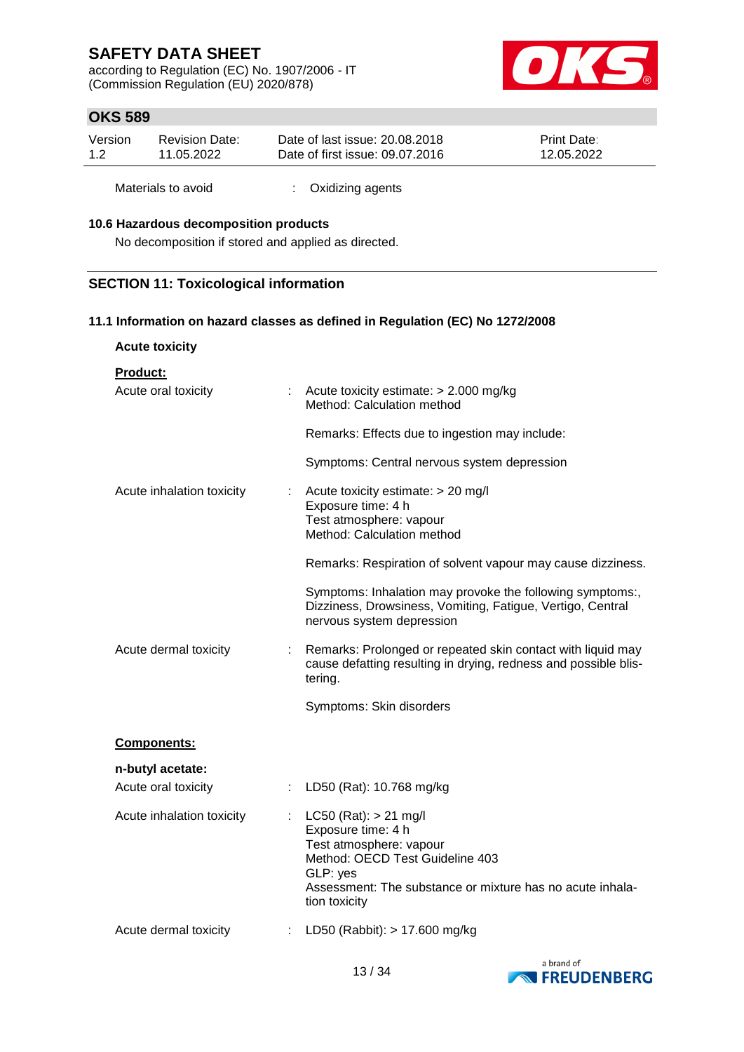| | | |
|---|---|---|
| Materials to avoid | : | Oxidizing agents |

**10.6 Hazardous decomposition products**

No decomposition if stored and applied as directed.

## SECTION 11: Toxicological information

### 11.1 Information on hazard classes as defined in Regulation (EC) No 1272/2008

**Acute toxicity**

**Product:**

| | | |
|---|---|---|
| Acute oral toxicity | : | Acute toxicity estimate: > 2.000 mg/kg<br>Method: Calculation method<br><br>Remarks: Effects due to ingestion may include:<br><br>Symptoms: Central nervous system depression |
| Acute inhalation toxicity | : | Acute toxicity estimate: > 20 mg/l<br>Exposure time: 4 h<br>Test atmosphere: vapour<br>Method: Calculation method<br><br>Remarks: Respiration of solvent vapour may cause dizziness.<br><br>Symptoms: Inhalation may provoke the following symptoms:, Dizziness, Drowsiness, Vomiting, Fatigue, Vertigo, Central nervous system depression |
| Acute dermal toxicity | : | Remarks: Prolonged or repeated skin contact with liquid may cause defatting resulting in drying, redness and possible blistering.<br><br>Symptoms: Skin disorders |

**Components:**

**n-butyl acetate:**

| | | |
|---|---|---|
| Acute oral toxicity | : | LD50 (Rat): 10.768 mg/kg |
| Acute inhalation toxicity | : | LC50 (Rat): > 21 mg/l<br>Exposure time: 4 h<br>Test atmosphere: vapour<br>Method: OECD Test Guideline 403<br>GLP: yes<br>Assessment: The substance or mixture has no acute inhalation toxicity |
| Acute dermal toxicity | : | LD50 (Rabbit): > 17.600 mg/kg |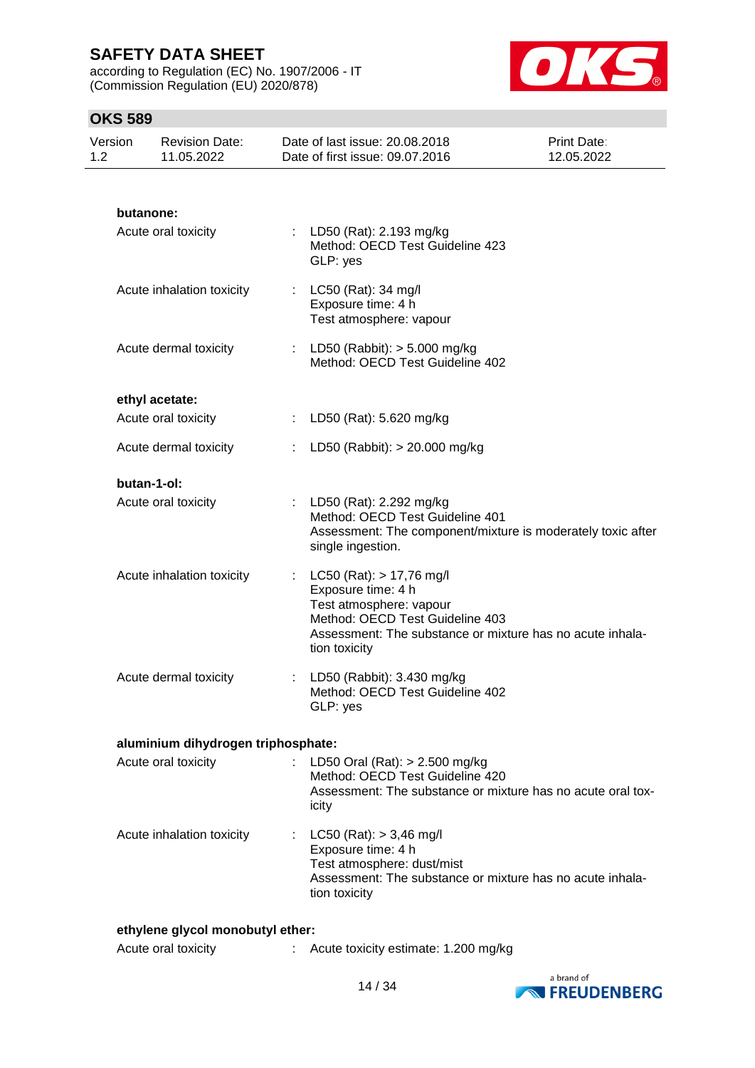**butanone:**

| | | |
|---|---|---|
| Acute oral toxicity | : | LD50 (Rat): 2.193 mg/kg<br>Method: OECD Test Guideline 423<br>GLP: yes |
| Acute inhalation toxicity | : | LC50 (Rat): 34 mg/l<br>Exposure time: 4 h<br>Test atmosphere: vapour |
| Acute dermal toxicity | : | LD50 (Rabbit): > 5.000 mg/kg<br>Method: OECD Test Guideline 402 |

**ethyl acetate:**

| | | |
|---|---|---|
| Acute oral toxicity | : | LD50 (Rat): 5.620 mg/kg |
| Acute dermal toxicity | : | LD50 (Rabbit): > 20.000 mg/kg |

**butan-1-ol:**

| | | |
|---|---|---|
| Acute oral toxicity | : | LD50 (Rat): 2.292 mg/kg<br>Method: OECD Test Guideline 401<br>Assessment: The component/mixture is moderately toxic after single ingestion. |
| Acute inhalation toxicity | : | LC50 (Rat): > 17,76 mg/l<br>Exposure time: 4 h<br>Test atmosphere: vapour<br>Method: OECD Test Guideline 403<br>Assessment: The substance or mixture has no acute inhalation toxicity |
| Acute dermal toxicity | : | LD50 (Rabbit): 3.430 mg/kg<br>Method: OECD Test Guideline 402<br>GLP: yes |

**aluminium dihydrogen triphosphate:**

| | | |
|---|---|---|
| Acute oral toxicity | : | LD50 Oral (Rat): > 2.500 mg/kg<br>Method: OECD Test Guideline 420<br>Assessment: The substance or mixture has no acute oral toxicity |
| Acute inhalation toxicity | : | LC50 (Rat): > 3,46 mg/l<br>Exposure time: 4 h<br>Test atmosphere: dust/mist<br>Assessment: The substance or mixture has no acute inhalation toxicity |

**ethylene glycol monobutyl ether:**

| | | |
|---|---|---|
| Acute oral toxicity | : | Acute toxicity estimate: 1.200 mg/kg |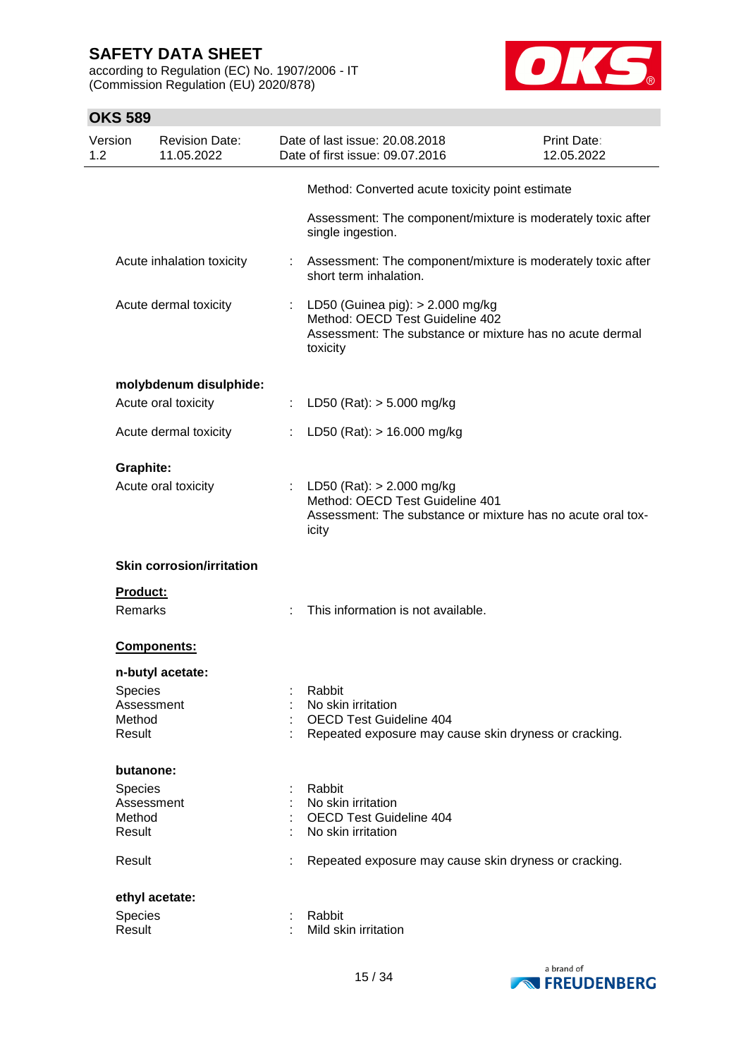Method: Converted acute toxicity point estimate

Assessment: The component/mixture is moderately toxic after single ingestion.

Acute inhalation toxicity : Assessment: The component/mixture is moderately toxic after short term inhalation.

Acute dermal toxicity : LD50 (Guinea pig): > 2.000 mg/kg
Method: OECD Test Guideline 402
Assessment: The substance or mixture has no acute dermal toxicity

**molybdenum disulphide:**

Acute oral toxicity : LD50 (Rat): > 5.000 mg/kg

Acute dermal toxicity : LD50 (Rat): > 16.000 mg/kg

**Graphite:**

Acute oral toxicity : LD50 (Rat): > 2.000 mg/kg
Method: OECD Test Guideline 401
Assessment: The substance or mixture has no acute oral toxicity

**Skin corrosion/irritation**

**Product:**

Remarks : This information is not available.

**Components:**

**n-butyl acetate:**

Species : Rabbit
Assessment : No skin irritation
Method : OECD Test Guideline 404
Result : Repeated exposure may cause skin dryness or cracking.

**butanone:**

Species : Rabbit
Assessment : No skin irritation
Method : OECD Test Guideline 404
Result : No skin irritation

Result : Repeated exposure may cause skin dryness or cracking.

**ethyl acetate:**

Species : Rabbit
Result : Mild skin irritation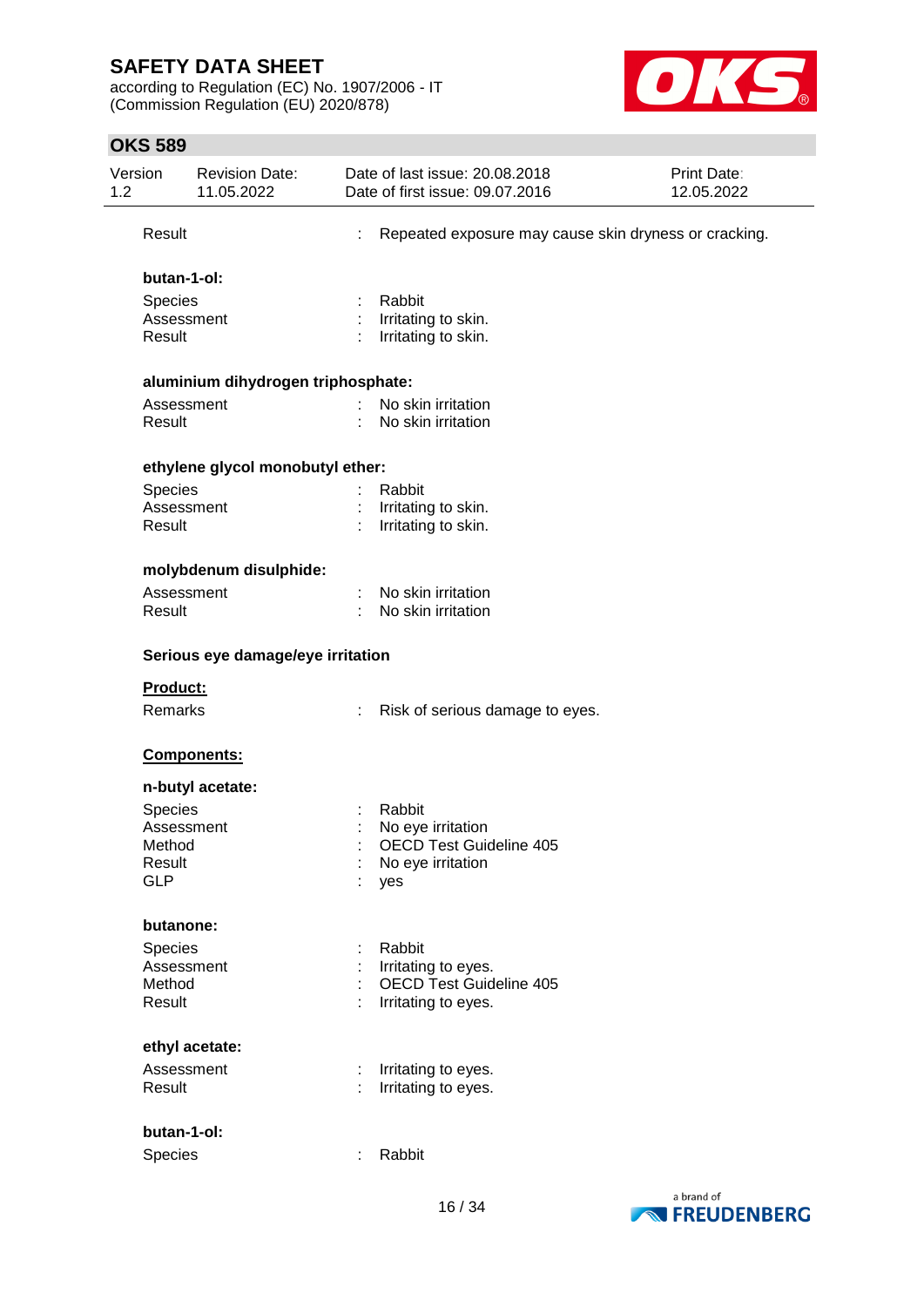Result : Repeated exposure may cause skin dryness or cracking.

**butan-1-ol:**

Species : Rabbit
Assessment : Irritating to skin.
Result : Irritating to skin.

**aluminium dihydrogen triphosphate:**

Assessment : No skin irritation
Result : No skin irritation

**ethylene glycol monobutyl ether:**

Species : Rabbit
Assessment : Irritating to skin.
Result : Irritating to skin.

**molybdenum disulphide:**

Assessment : No skin irritation
Result : No skin irritation

**Serious eye damage/eye irritation**

**Product:**

Remarks : Risk of serious damage to eyes.

**Components:**

**n-butyl acetate:**

Species : Rabbit
Assessment : No eye irritation
Method : OECD Test Guideline 405
Result : No eye irritation
GLP : yes

**butanone:**

Species : Rabbit
Assessment : Irritating to eyes.
Method : OECD Test Guideline 405
Result : Irritating to eyes.

**ethyl acetate:**

Assessment : Irritating to eyes.
Result : Irritating to eyes.

**butan-1-ol:**

Species : Rabbit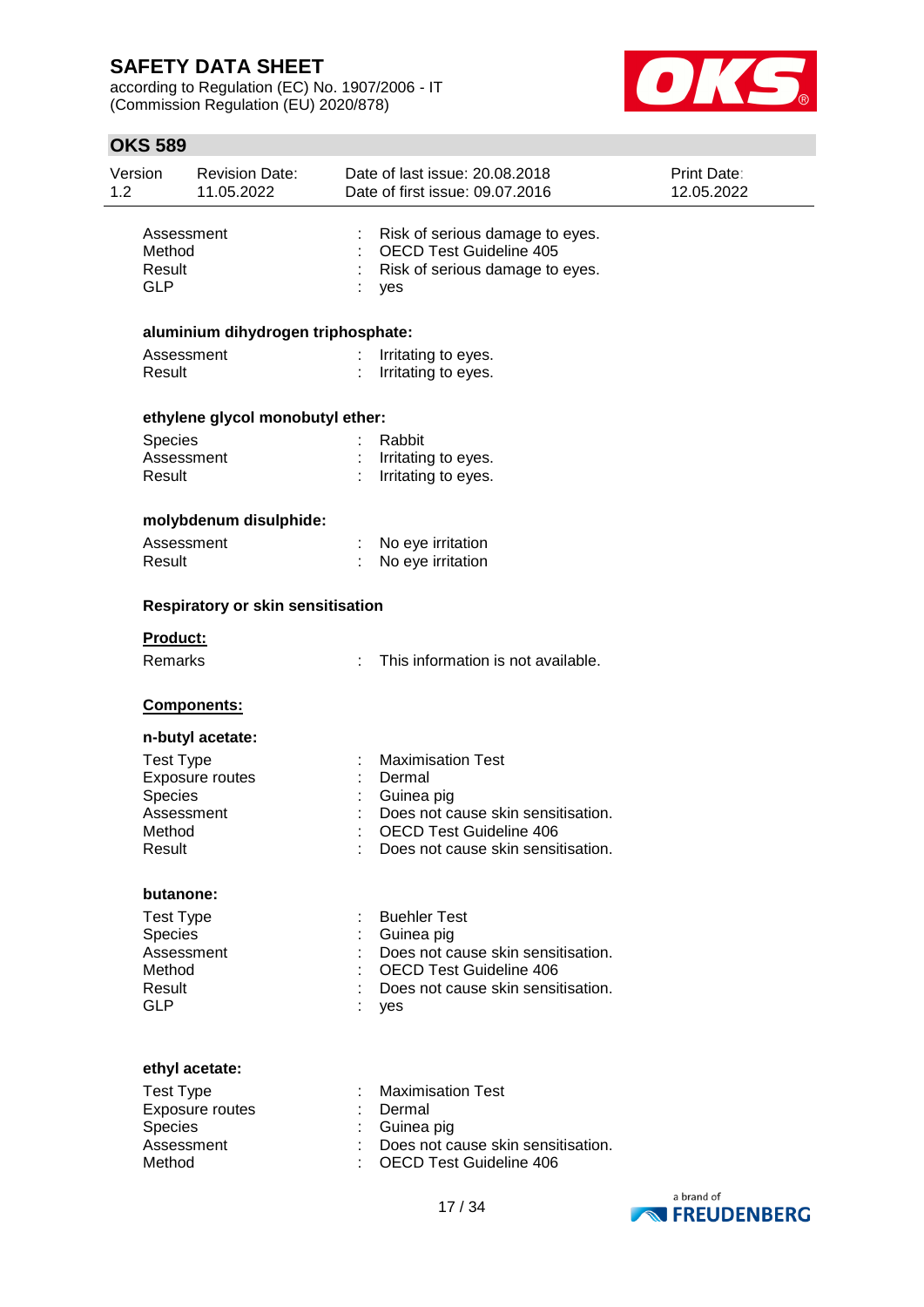| | | |
|---|---|---|
| Assessment | : | Risk of serious damage to eyes. |
| Method | : | OECD Test Guideline 405 |
| Result | : | Risk of serious damage to eyes. |
| GLP | : | yes |

**aluminium dihydrogen triphosphate:**

| | | |
|---|---|---|
| Assessment | : | Irritating to eyes. |
| Result | : | Irritating to eyes. |

**ethylene glycol monobutyl ether:**

| | | |
|---|---|---|
| Species | : | Rabbit |
| Assessment | : | Irritating to eyes. |
| Result | : | Irritating to eyes. |

**molybdenum disulphide:**

| | | |
|---|---|---|
| Assessment | : | No eye irritation |
| Result | : | No eye irritation |

**Respiratory or skin sensitisation**

**Product:**

| | | |
|---|---|---|
| Remarks | : | This information is not available. |

**Components:**

**n-butyl acetate:**

| | | |
|---|---|---|
| Test Type | : | Maximisation Test |
| Exposure routes | : | Dermal |
| Species | : | Guinea pig |
| Assessment | : | Does not cause skin sensitisation. |
| Method | : | OECD Test Guideline 406 |
| Result | : | Does not cause skin sensitisation. |

**butanone:**

| | | |
|---|---|---|
| Test Type | : | Buehler Test |
| Species | : | Guinea pig |
| Assessment | : | Does not cause skin sensitisation. |
| Method | : | OECD Test Guideline 406 |
| Result | : | Does not cause skin sensitisation. |
| GLP | : | yes |

**ethyl acetate:**

| | | |
|---|---|---|
| Test Type | : | Maximisation Test |
| Exposure routes | : | Dermal |
| Species | : | Guinea pig |
| Assessment | : | Does not cause skin sensitisation. |
| Method | : | OECD Test Guideline 406 |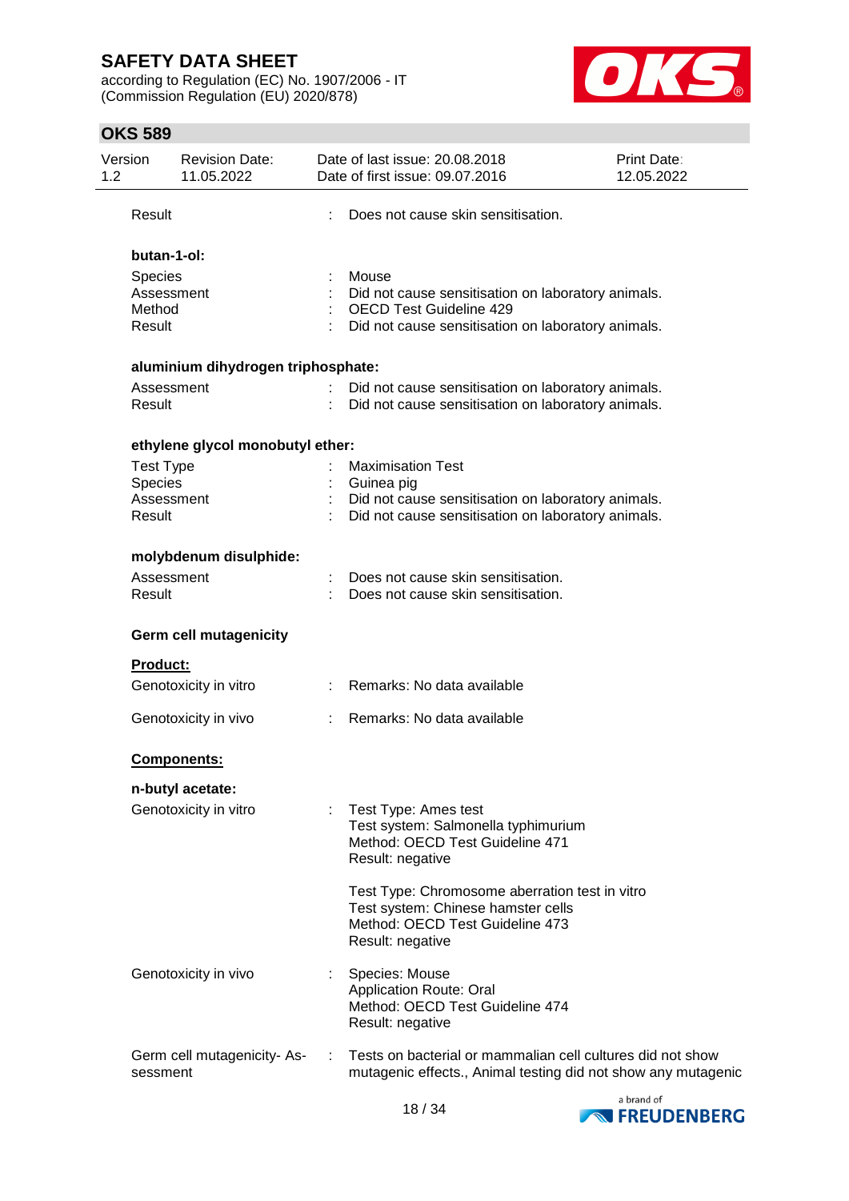Result : Does not cause skin sensitisation.

**butan-1-ol:**

Species : Mouse
Assessment : Did not cause sensitisation on laboratory animals.
Method : OECD Test Guideline 429
Result : Did not cause sensitisation on laboratory animals.

**aluminium dihydrogen triphosphate:**

Assessment : Did not cause sensitisation on laboratory animals.
Result : Did not cause sensitisation on laboratory animals.

**ethylene glycol monobutyl ether:**

Test Type : Maximisation Test
Species : Guinea pig
Assessment : Did not cause sensitisation on laboratory animals.
Result : Did not cause sensitisation on laboratory animals.

**molybdenum disulphide:**

Assessment : Does not cause skin sensitisation.
Result : Does not cause skin sensitisation.

**Germ cell mutagenicity**

**Product:**

Genotoxicity in vitro : Remarks: No data available

Genotoxicity in vivo : Remarks: No data available

**Components:**

**n-butyl acetate:**

Genotoxicity in vitro : Test Type: Ames test
Test system: Salmonella typhimurium
Method: OECD Test Guideline 471
Result: negative

Test Type: Chromosome aberration test in vitro
Test system: Chinese hamster cells
Method: OECD Test Guideline 473
Result: negative

Genotoxicity in vivo : Species: Mouse
Application Route: Oral
Method: OECD Test Guideline 474
Result: negative

Germ cell mutagenicity- Assessment : Tests on bacterial or mammalian cell cultures did not show mutagenic effects., Animal testing did not show any mutagenic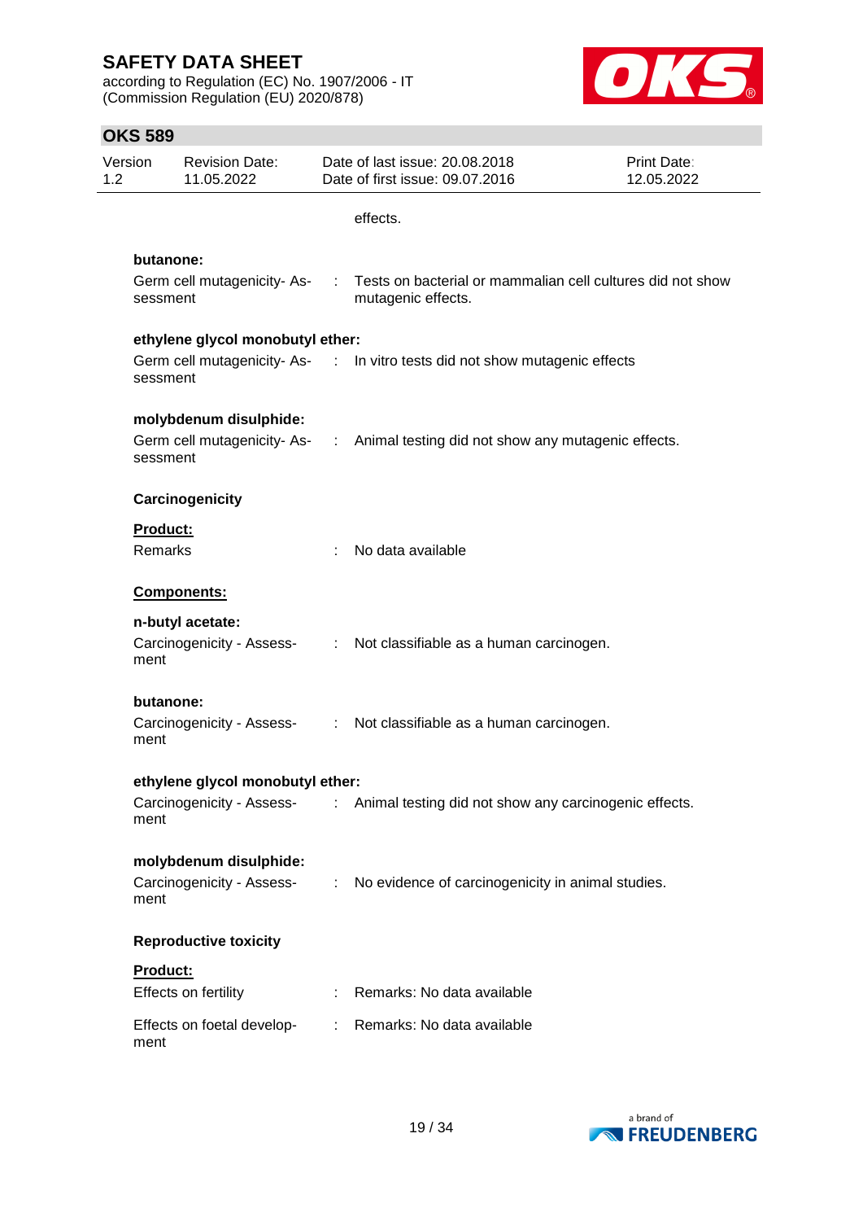effects.

**butanone:**

Germ cell mutagenicity- Assessment : Tests on bacterial or mammalian cell cultures did not show mutagenic effects.

**ethylene glycol monobutyl ether:**

Germ cell mutagenicity- Assessment : In vitro tests did not show mutagenic effects

**molybdenum disulphide:**

Germ cell mutagenicity- Assessment : Animal testing did not show any mutagenic effects.

**Carcinogenicity**

**Product:**

Remarks : No data available

**Components:**

**n-butyl acetate:**

Carcinogenicity - Assessment : Not classifiable as a human carcinogen.

**butanone:**

Carcinogenicity - Assessment : Not classifiable as a human carcinogen.

**ethylene glycol monobutyl ether:**

Carcinogenicity - Assessment : Animal testing did not show any carcinogenic effects.

**molybdenum disulphide:**

Carcinogenicity - Assessment : No evidence of carcinogenicity in animal studies.

**Reproductive toxicity**

**Product:**

Effects on fertility : Remarks: No data available

Effects on foetal development : Remarks: No data available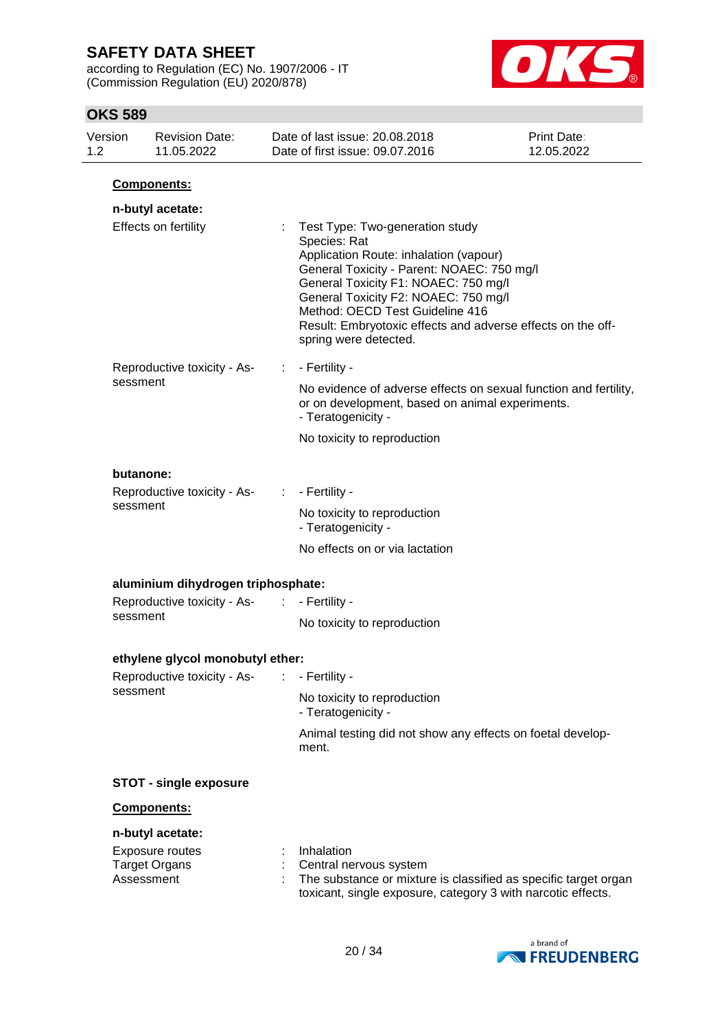**Components:**

**n-butyl acetate:**

| | | |
|---|---|---|
| Effects on fertility | : | Test Type: Two-generation study<br>Species: Rat<br>Application Route: inhalation (vapour)<br>General Toxicity - Parent: NOAEC: 750 mg/l<br>General Toxicity F1: NOAEC: 750 mg/l<br>General Toxicity F2: NOAEC: 750 mg/l<br>Method: OECD Test Guideline 416<br>Result: Embryotoxic effects and adverse effects on the off-spring were detected. |
| Reproductive toxicity - Assessment | : | - Fertility -<br>No evidence of adverse effects on sexual function and fertility, or on development, based on animal experiments.<br>- Teratogenicity -<br>No toxicity to reproduction |

**butanone:**

| | | |
|---|---|---|
| Reproductive toxicity - Assessment | : | - Fertility -<br>No toxicity to reproduction<br>- Teratogenicity -<br>No effects on or via lactation |

**aluminium dihydrogen triphosphate:**

| | | |
|---|---|---|
| Reproductive toxicity - Assessment | : | - Fertility -<br>No toxicity to reproduction |

**ethylene glycol monobutyl ether:**

| | | |
|---|---|---|
| Reproductive toxicity - Assessment | : | - Fertility -<br>No toxicity to reproduction<br>- Teratogenicity -<br>Animal testing did not show any effects on foetal development. |

**STOT - single exposure**

**Components:**

**n-butyl acetate:**

| | | |
|---|---|---|
| Exposure routes | : | Inhalation |
| Target Organs | : | Central nervous system |
| Assessment | : | The substance or mixture is classified as specific target organ toxicant, single exposure, category 3 with narcotic effects. |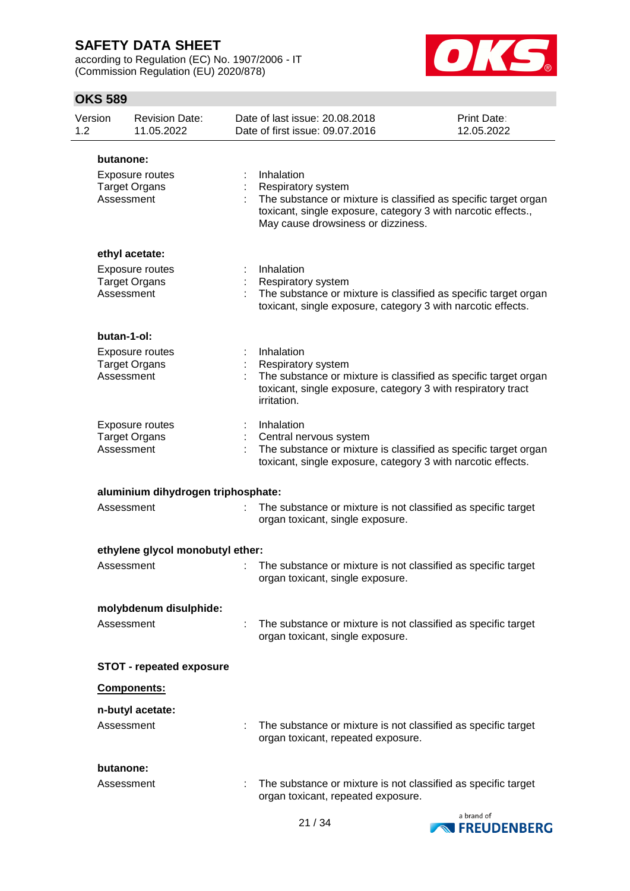**butanone:**

Exposure routes : Inhalation
Target Organs : Respiratory system
Assessment : The substance or mixture is classified as specific target organ toxicant, single exposure, category 3 with narcotic effects., May cause drowsiness or dizziness.

**ethyl acetate:**

Exposure routes : Inhalation
Target Organs : Respiratory system
Assessment : The substance or mixture is classified as specific target organ toxicant, single exposure, category 3 with narcotic effects.

**butan-1-ol:**

Exposure routes : Inhalation
Target Organs : Respiratory system
Assessment : The substance or mixture is classified as specific target organ toxicant, single exposure, category 3 with respiratory tract irritation.

Exposure routes : Inhalation
Target Organs : Central nervous system
Assessment : The substance or mixture is classified as specific target organ toxicant, single exposure, category 3 with narcotic effects.

**aluminium dihydrogen triphosphate:**

Assessment : The substance or mixture is not classified as specific target organ toxicant, single exposure.

**ethylene glycol monobutyl ether:**

Assessment : The substance or mixture is not classified as specific target organ toxicant, single exposure.

**molybdenum disulphide:**

Assessment : The substance or mixture is not classified as specific target organ toxicant, single exposure.

**STOT - repeated exposure**

**Components:**

**n-butyl acetate:**

Assessment : The substance or mixture is not classified as specific target organ toxicant, repeated exposure.

**butanone:**

Assessment : The substance or mixture is not classified as specific target organ toxicant, repeated exposure.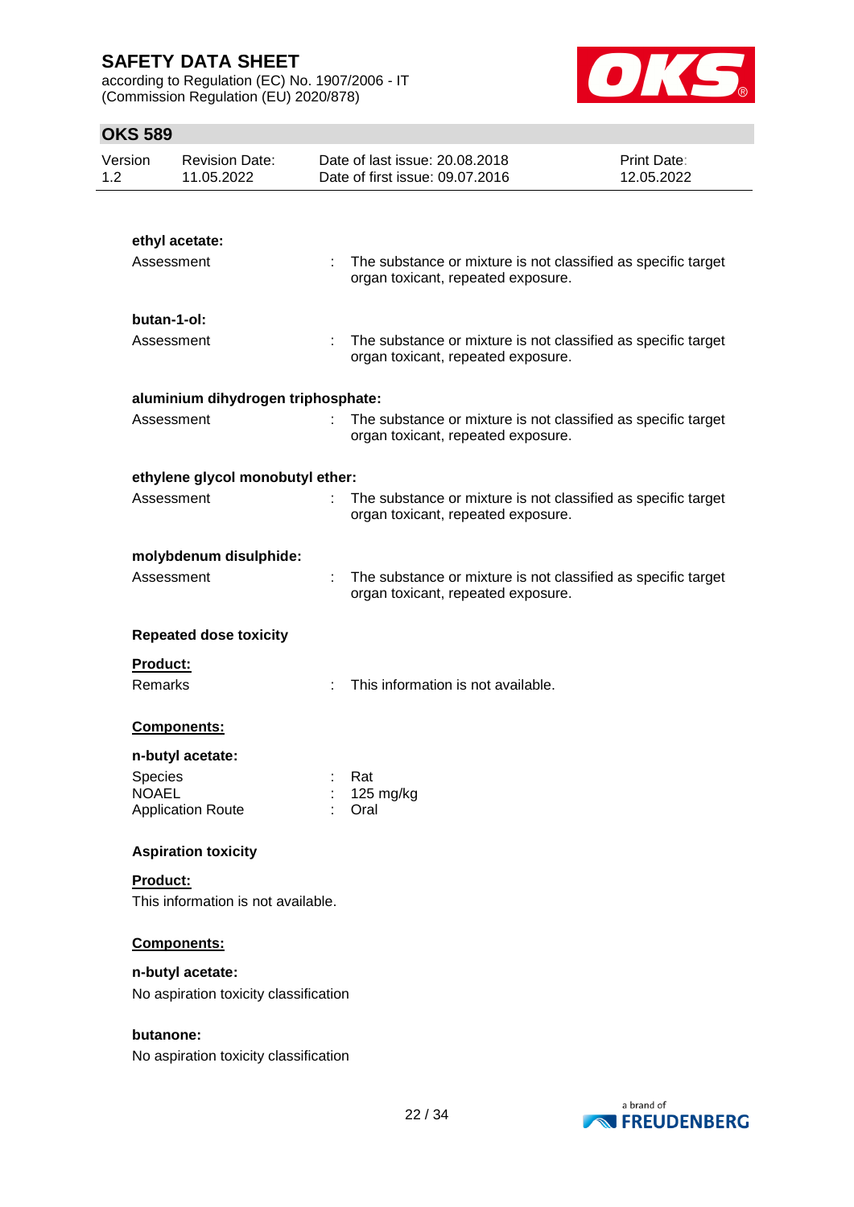**ethyl acetate:**

| | | |
|---|---|---|
| Assessment | : | The substance or mixture is not classified as specific target organ toxicant, repeated exposure. |

**butan-1-ol:**

| | | |
|---|---|---|
| Assessment | : | The substance or mixture is not classified as specific target organ toxicant, repeated exposure. |

**aluminium dihydrogen triphosphate:**

| | | |
|---|---|---|
| Assessment | : | The substance or mixture is not classified as specific target organ toxicant, repeated exposure. |

**ethylene glycol monobutyl ether:**

| | | |
|---|---|---|
| Assessment | : | The substance or mixture is not classified as specific target organ toxicant, repeated exposure. |

**molybdenum disulphide:**

| | | |
|---|---|---|
| Assessment | : | The substance or mixture is not classified as specific target organ toxicant, repeated exposure. |

**Repeated dose toxicity**

**Product:**

| | | |
|---|---|---|
| Remarks | : | This information is not available. |

**Components:**

**n-butyl acetate:**

| | | |
|---|---|---|
| Species | : | Rat |
| NOAEL | : | 125 mg/kg |
| Application Route | : | Oral |

**Aspiration toxicity**

**Product:**

This information is not available.

**Components:**

**n-butyl acetate:**

No aspiration toxicity classification

**butanone:**

No aspiration toxicity classification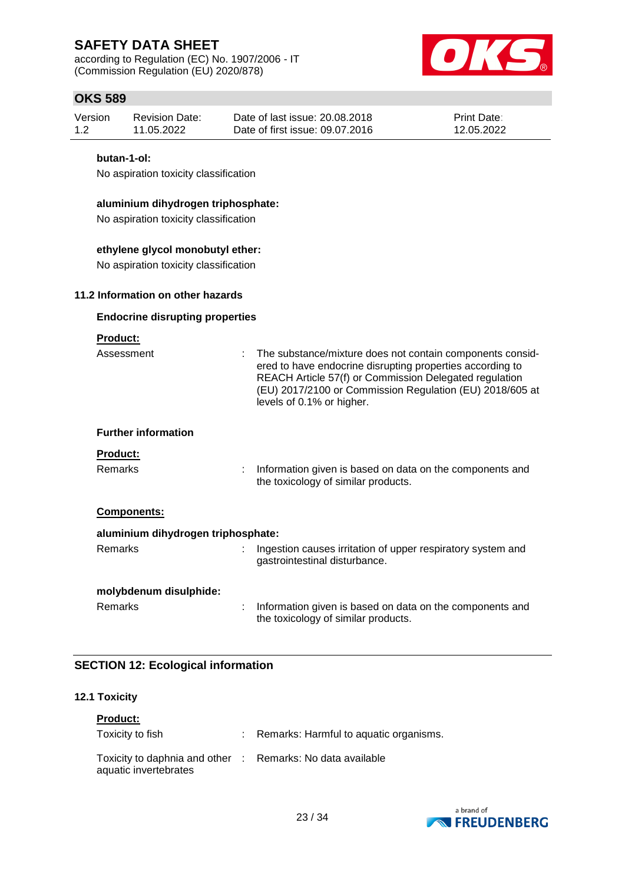**butan-1-ol:**

No aspiration toxicity classification

**aluminium dihydrogen triphosphate:**

No aspiration toxicity classification

**ethylene glycol monobutyl ether:**

No aspiration toxicity classification

### 11.2 Information on other hazards

**Endocrine disrupting properties**

**Product:**

| | | |
|---|---|---|
| Assessment | : | The substance/mixture does not contain components considered to have endocrine disrupting properties according to REACH Article 57(f) or Commission Delegated regulation (EU) 2017/2100 or Commission Regulation (EU) 2018/605 at levels of 0.1% or higher. |

**Further information**

**Product:**

| | | |
|---|---|---|
| Remarks | : | Information given is based on data on the components and the toxicology of similar products. |

**Components:**

**aluminium dihydrogen triphosphate:**

| | | |
|---|---|---|
| Remarks | : | Ingestion causes irritation of upper respiratory system and gastrointestinal disturbance. |

**molybdenum disulphide:**

| | | |
|---|---|---|
| Remarks | : | Information given is based on data on the components and the toxicology of similar products. |

## SECTION 12: Ecological information

### 12.1 Toxicity

**Product:**

| | | |
|---|---|---|
| Toxicity to fish | : | Remarks: Harmful to aquatic organisms. |
| Toxicity to daphnia and other aquatic invertebrates | : | Remarks: No data available |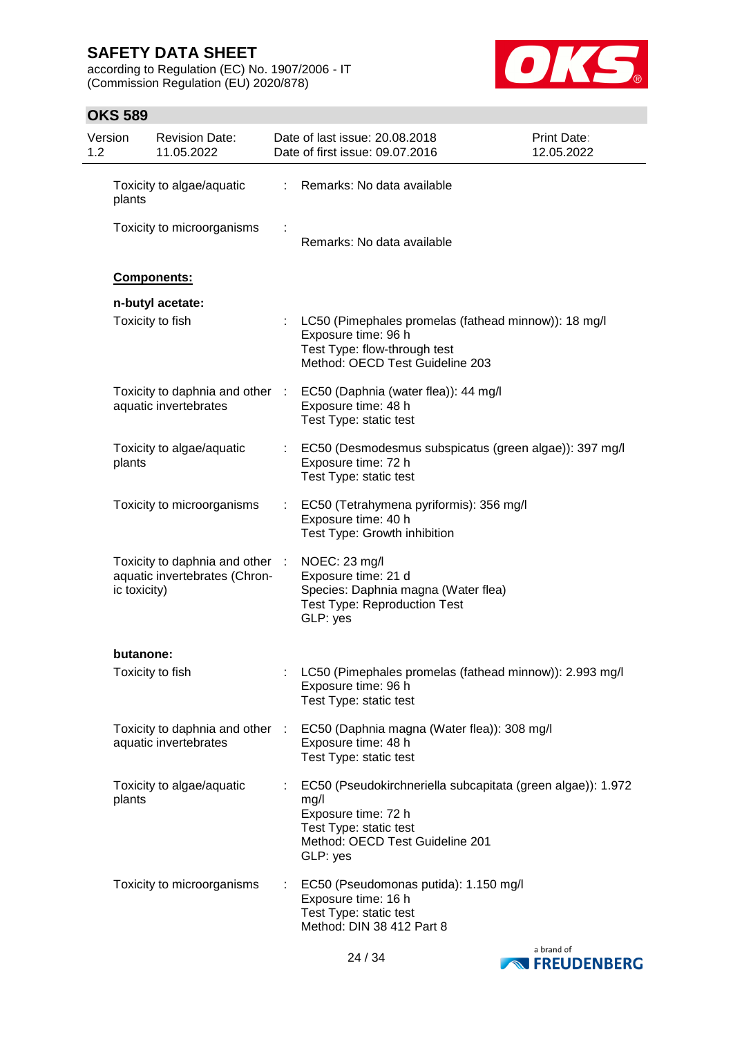| | | |
|---|---|---|
| Toxicity to algae/aquatic plants | : | Remarks: No data available |
| Toxicity to microorganisms | : | Remarks: No data available |

**Components:**

**n-butyl acetate:**

| | | |
|---|---|---|
| Toxicity to fish | : | LC50 (Pimephales promelas (fathead minnow)): 18 mg/l<br>Exposure time: 96 h<br>Test Type: flow-through test<br>Method: OECD Test Guideline 203 |
| Toxicity to daphnia and other aquatic invertebrates | : | EC50 (Daphnia (water flea)): 44 mg/l<br>Exposure time: 48 h<br>Test Type: static test |
| Toxicity to algae/aquatic plants | : | EC50 (Desmodesmus subspicatus (green algae)): 397 mg/l<br>Exposure time: 72 h<br>Test Type: static test |
| Toxicity to microorganisms | : | EC50 (Tetrahymena pyriformis): 356 mg/l<br>Exposure time: 40 h<br>Test Type: Growth inhibition |
| Toxicity to daphnia and other aquatic invertebrates (Chronic toxicity) | : | NOEC: 23 mg/l<br>Exposure time: 21 d<br>Species: Daphnia magna (Water flea)<br>Test Type: Reproduction Test<br>GLP: yes |

**butanone:**

| | | |
|---|---|---|
| Toxicity to fish | : | LC50 (Pimephales promelas (fathead minnow)): 2.993 mg/l<br>Exposure time: 96 h<br>Test Type: static test |
| Toxicity to daphnia and other aquatic invertebrates | : | EC50 (Daphnia magna (Water flea)): 308 mg/l<br>Exposure time: 48 h<br>Test Type: static test |
| Toxicity to algae/aquatic plants | : | EC50 (Pseudokirchneriella subcapitata (green algae)): 1.972 mg/l<br>Exposure time: 72 h<br>Test Type: static test<br>Method: OECD Test Guideline 201<br>GLP: yes |
| Toxicity to microorganisms | : | EC50 (Pseudomonas putida): 1.150 mg/l<br>Exposure time: 16 h<br>Test Type: static test<br>Method: DIN 38 412 Part 8 |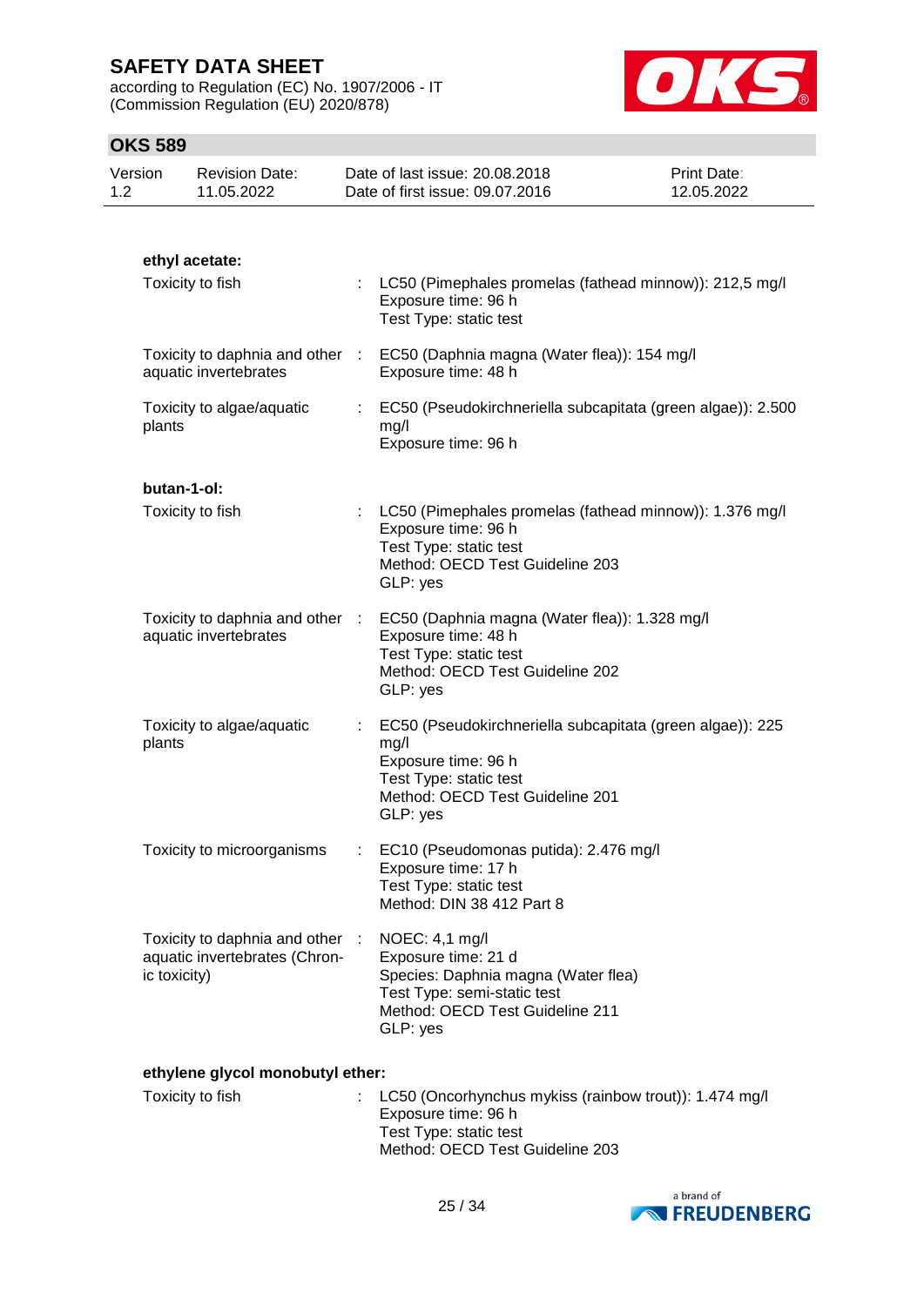**ethyl acetate:**

| | | |
|---|---|---|
| Toxicity to fish | : | LC50 (Pimephales promelas (fathead minnow)): 212,5 mg/l<br>Exposure time: 96 h<br>Test Type: static test |
| Toxicity to daphnia and other aquatic invertebrates | : | EC50 (Daphnia magna (Water flea)): 154 mg/l<br>Exposure time: 48 h |
| Toxicity to algae/aquatic plants | : | EC50 (Pseudokirchneriella subcapitata (green algae)): 2.500 mg/l<br>Exposure time: 96 h |

**butan-1-ol:**

| | | |
|---|---|---|
| Toxicity to fish | : | LC50 (Pimephales promelas (fathead minnow)): 1.376 mg/l<br>Exposure time: 96 h<br>Test Type: static test<br>Method: OECD Test Guideline 203<br>GLP: yes |
| Toxicity to daphnia and other aquatic invertebrates | : | EC50 (Daphnia magna (Water flea)): 1.328 mg/l<br>Exposure time: 48 h<br>Test Type: static test<br>Method: OECD Test Guideline 202<br>GLP: yes |
| Toxicity to algae/aquatic plants | : | EC50 (Pseudokirchneriella subcapitata (green algae)): 225 mg/l<br>Exposure time: 96 h<br>Test Type: static test<br>Method: OECD Test Guideline 201<br>GLP: yes |
| Toxicity to microorganisms | : | EC10 (Pseudomonas putida): 2.476 mg/l<br>Exposure time: 17 h<br>Test Type: static test<br>Method: DIN 38 412 Part 8 |
| Toxicity to daphnia and other aquatic invertebrates (Chronic toxicity) | : | NOEC: 4,1 mg/l<br>Exposure time: 21 d<br>Species: Daphnia magna (Water flea)<br>Test Type: semi-static test<br>Method: OECD Test Guideline 211<br>GLP: yes |

**ethylene glycol monobutyl ether:**

| | | |
|---|---|---|
| Toxicity to fish | : | LC50 (Oncorhynchus mykiss (rainbow trout)): 1.474 mg/l<br>Exposure time: 96 h<br>Test Type: static test<br>Method: OECD Test Guideline 203 |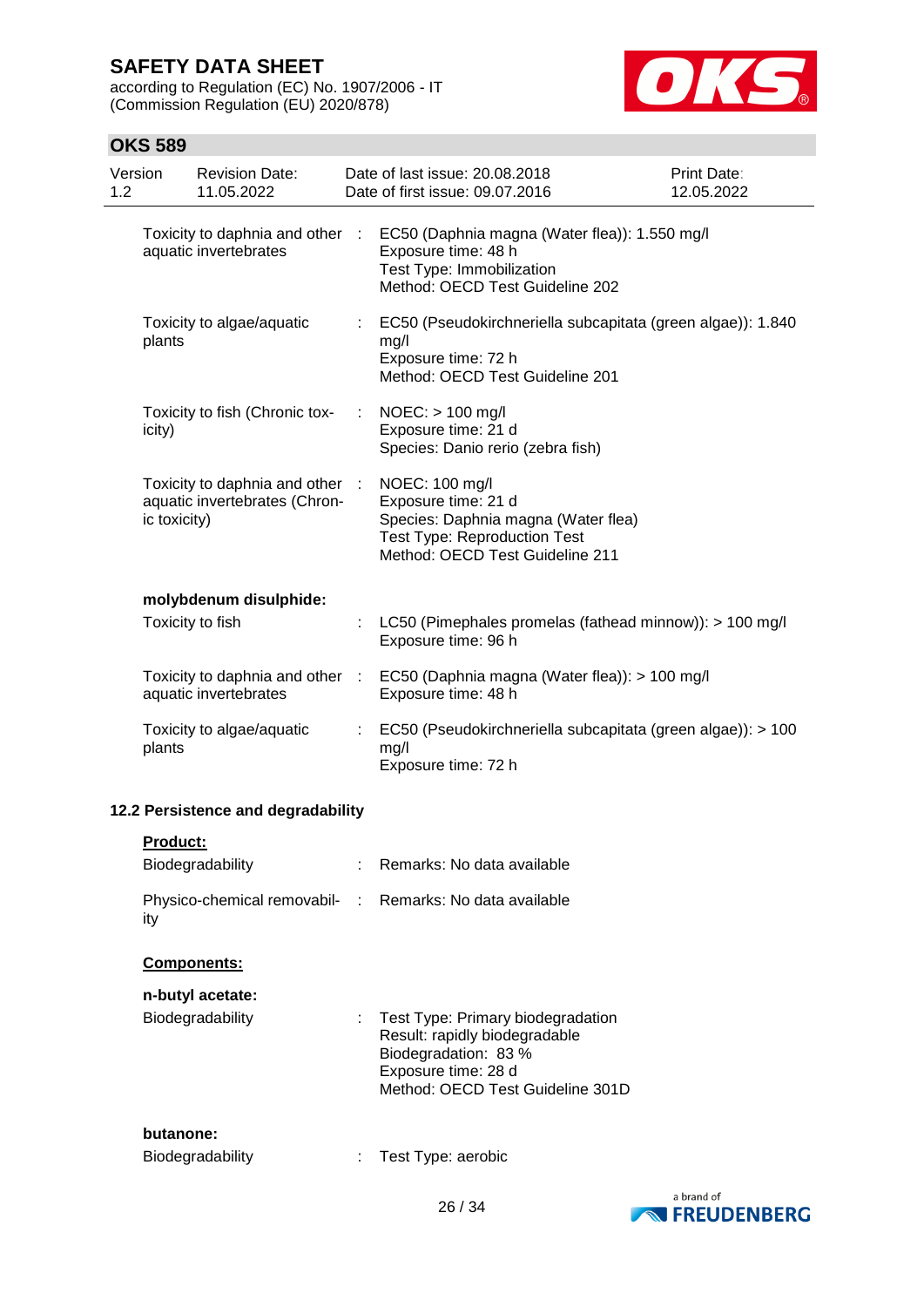| | | |
|---|---|---|
| Toxicity to daphnia and other aquatic invertebrates | : | EC50 (Daphnia magna (Water flea)): 1.550 mg/l<br>Exposure time: 48 h<br>Test Type: Immobilization<br>Method: OECD Test Guideline 202 |
| Toxicity to algae/aquatic plants | : | EC50 (Pseudokirchneriella subcapitata (green algae)): 1.840 mg/l<br>Exposure time: 72 h<br>Method: OECD Test Guideline 201 |
| Toxicity to fish (Chronic toxicity) | : | NOEC: > 100 mg/l<br>Exposure time: 21 d<br>Species: Danio rerio (zebra fish) |
| Toxicity to daphnia and other aquatic invertebrates (Chronic toxicity) | : | NOEC: 100 mg/l<br>Exposure time: 21 d<br>Species: Daphnia magna (Water flea)<br>Test Type: Reproduction Test<br>Method: OECD Test Guideline 211 |

**molybdenum disulphide:**

| | | |
|---|---|---|
| Toxicity to fish | : | LC50 (Pimephales promelas (fathead minnow)): > 100 mg/l<br>Exposure time: 96 h |
| Toxicity to daphnia and other aquatic invertebrates | : | EC50 (Daphnia magna (Water flea)): > 100 mg/l<br>Exposure time: 48 h |
| Toxicity to algae/aquatic plants | : | EC50 (Pseudokirchneriella subcapitata (green algae)): > 100 mg/l<br>Exposure time: 72 h |

### 12.2 Persistence and degradability

**Product:**

| | | |
|---|---|---|
| Biodegradability | : | Remarks: No data available |
| Physico-chemical removability | : | Remarks: No data available |

**Components:**

**n-butyl acetate:**

| | | |
|---|---|---|
| Biodegradability | : | Test Type: Primary biodegradation<br>Result: rapidly biodegradable<br>Biodegradation: 83 %<br>Exposure time: 28 d<br>Method: OECD Test Guideline 301D |

**butanone:**

| | | |
|---|---|---|
| Biodegradability | : | Test Type: aerobic |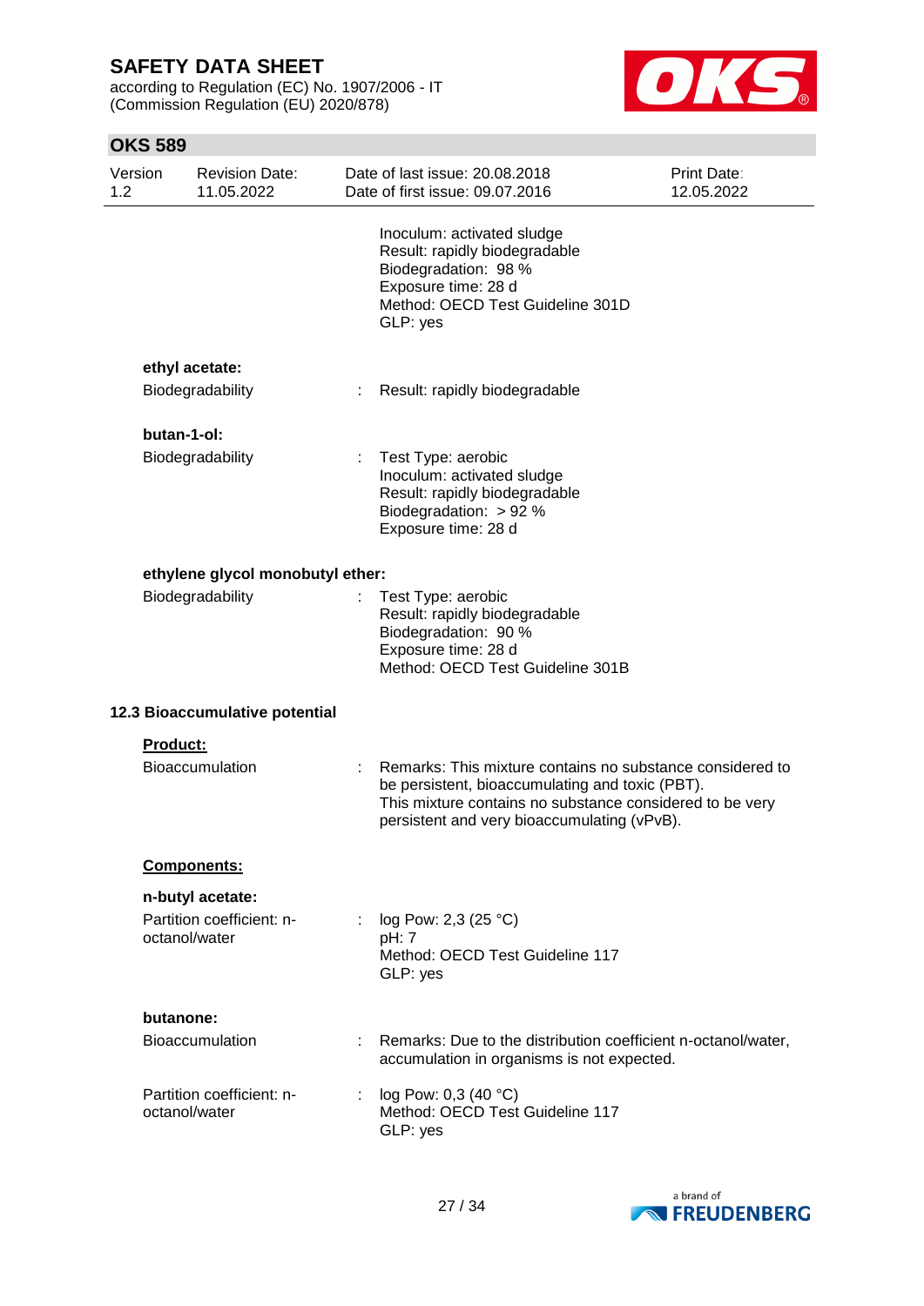Inoculum: activated sludge
Result: rapidly biodegradable
Biodegradation: 98 %
Exposure time: 28 d
Method: OECD Test Guideline 301D
GLP: yes

**ethyl acetate:**

Biodegradability : Result: rapidly biodegradable

**butan-1-ol:**

Biodegradability : Test Type: aerobic
Inoculum: activated sludge
Result: rapidly biodegradable
Biodegradation: > 92 %
Exposure time: 28 d

**ethylene glycol monobutyl ether:**

Biodegradability : Test Type: aerobic
Result: rapidly biodegradable
Biodegradation: 90 %
Exposure time: 28 d
Method: OECD Test Guideline 301B

**12.3 Bioaccumulative potential**

**Product:**

Bioaccumulation : Remarks: This mixture contains no substance considered to be persistent, bioaccumulating and toxic (PBT).
This mixture contains no substance considered to be very persistent and very bioaccumulating (vPvB).

**Components:**

**n-butyl acetate:**

Partition coefficient: n-octanol/water : log Pow: 2,3 (25 °C)
pH: 7
Method: OECD Test Guideline 117
GLP: yes

**butanone:**

Bioaccumulation : Remarks: Due to the distribution coefficient n-octanol/water, accumulation in organisms is not expected.

Partition coefficient: n-octanol/water : log Pow: 0,3 (40 °C)
Method: OECD Test Guideline 117
GLP: yes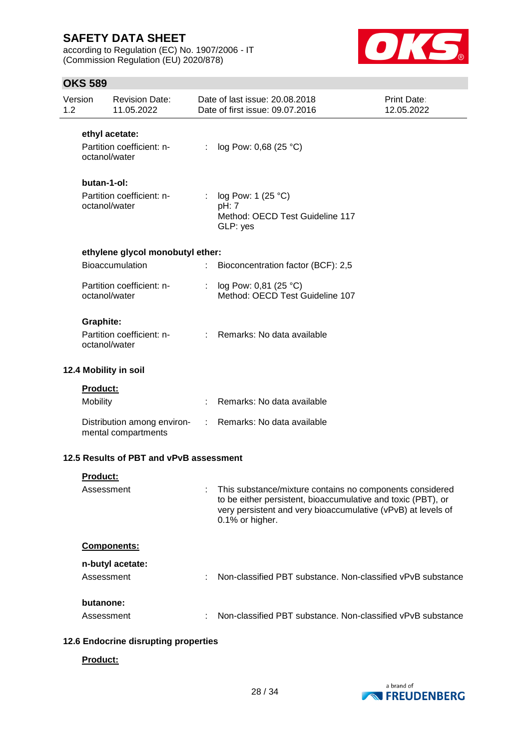**ethyl acetate:**

Partition coefficient: n-octanol/water : log Pow: 0,68 (25 °C)

**butan-1-ol:**

Partition coefficient: n-octanol/water : log Pow: 1 (25 °C)
pH: 7
Method: OECD Test Guideline 117
GLP: yes

**ethylene glycol monobutyl ether:**

Bioaccumulation : Bioconcentration factor (BCF): 2,5

Partition coefficient: n-octanol/water : log Pow: 0,81 (25 °C)
Method: OECD Test Guideline 107

**Graphite:**

Partition coefficient: n-octanol/water : Remarks: No data available

### 12.4 Mobility in soil

**Product:**

Mobility : Remarks: No data available

Distribution among environmental compartments : Remarks: No data available

### 12.5 Results of PBT and vPvB assessment

**Product:**

Assessment : This substance/mixture contains no components considered to be either persistent, bioaccumulative and toxic (PBT), or very persistent and very bioaccumulative (vPvB) at levels of 0.1% or higher.

**Components:**

**n-butyl acetate:**

Assessment : Non-classified PBT substance. Non-classified vPvB substance

**butanone:**

Assessment : Non-classified PBT substance. Non-classified vPvB substance

### 12.6 Endocrine disrupting properties

**Product:**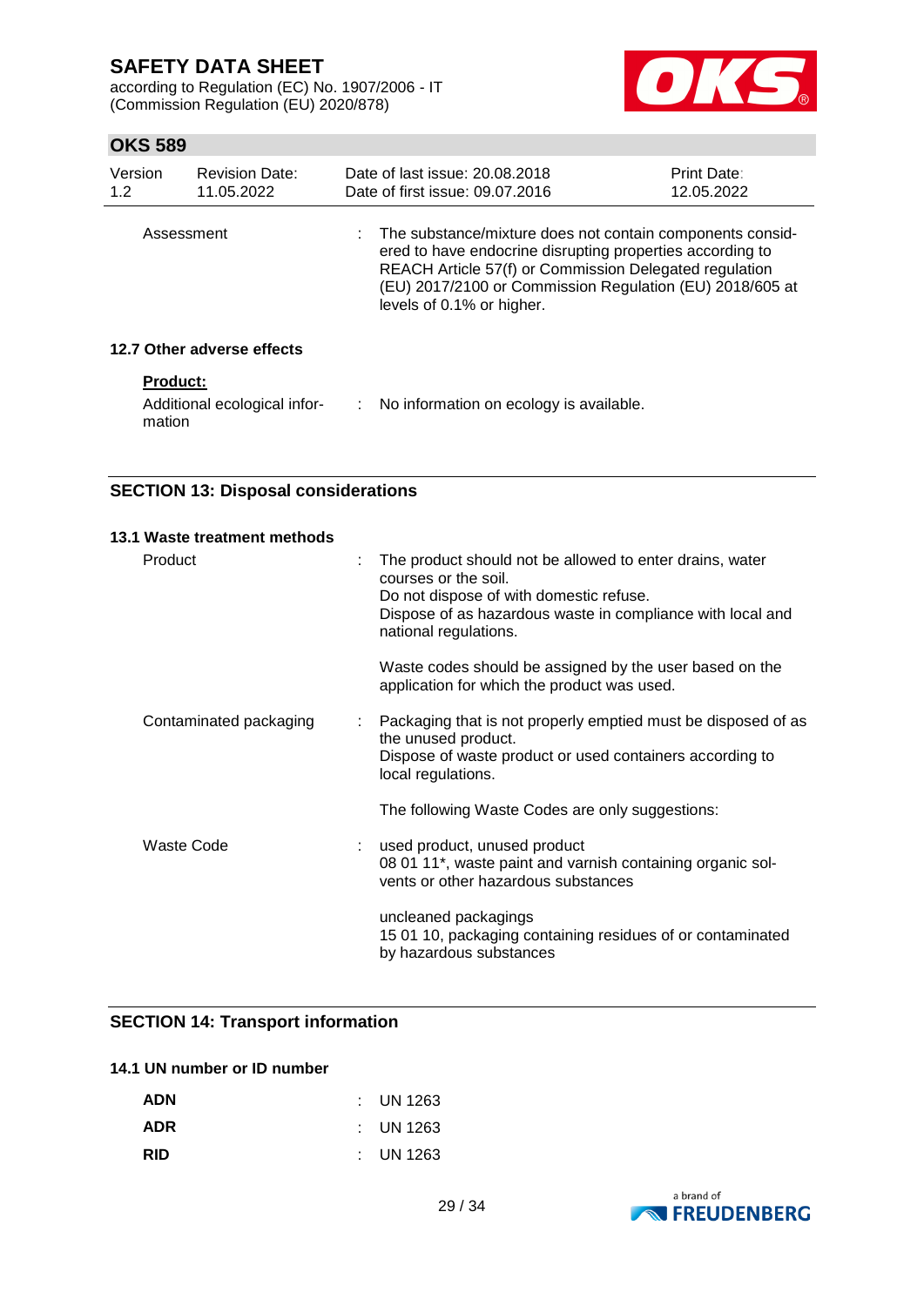| | | |
|---|---|---|
| Assessment | : | The substance/mixture does not contain components considered to have endocrine disrupting properties according to REACH Article 57(f) or Commission Delegated regulation (EU) 2017/2100 or Commission Regulation (EU) 2018/605 at levels of 0.1% or higher. |

### 12.7 Other adverse effects

**Product:**

| | | |
|---|---|---|
| Additional ecological information | : | No information on ecology is available. |

## SECTION 13: Disposal considerations

### 13.1 Waste treatment methods

| | | |
|---|---|---|
| Product | : | The product should not be allowed to enter drains, water courses or the soil.<br>Do not dispose of with domestic refuse.<br>Dispose of as hazardous waste in compliance with local and national regulations.<br><br>Waste codes should be assigned by the user based on the application for which the product was used. |
| Contaminated packaging | : | Packaging that is not properly emptied must be disposed of as the unused product.<br>Dispose of waste product or used containers according to local regulations.<br><br>The following Waste Codes are only suggestions: |
| Waste Code | : | used product, unused product<br>08 01 11*, waste paint and varnish containing organic solvents or other hazardous substances<br><br>uncleaned packagings<br>15 01 10, packaging containing residues of or contaminated by hazardous substances |

## SECTION 14: Transport information

### 14.1 UN number or ID number

| | | |
|---|---|---|
| **ADN** | : | UN 1263 |
| **ADR** | : | UN 1263 |
| **RID** | : | UN 1263 |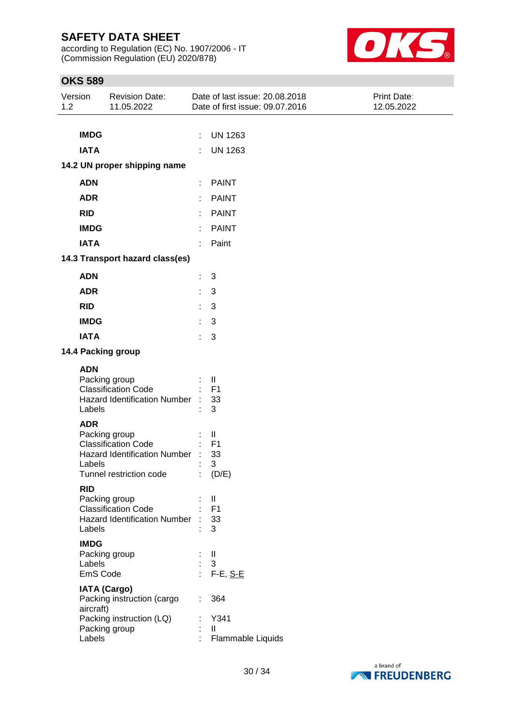| | | |
|---|---|---|
| **IMDG** | : | UN 1263 |
| **IATA** | : | UN 1263 |

**14.2 UN proper shipping name**

| | | |
|---|---|---|
| **ADN** | : | PAINT |
| **ADR** | : | PAINT |
| **RID** | : | PAINT |
| **IMDG** | : | PAINT |
| **IATA** | : | Paint |

**14.3 Transport hazard class(es)**

| | | |
|---|---|---|
| **ADN** | : | 3 |
| **ADR** | : | 3 |
| **RID** | : | 3 |
| **IMDG** | : | 3 |
| **IATA** | : | 3 |

**14.4 Packing group**

**ADN**

| | | |
|---|---|---|
| Packing group | : | II |
| Classification Code | : | F1 |
| Hazard Identification Number | : | 33 |
| Labels | : | 3 |

**ADR**

| | | |
|---|---|---|
| Packing group | : | II |
| Classification Code | : | F1 |
| Hazard Identification Number | : | 33 |
| Labels | : | 3 |
| Tunnel restriction code | : | (D/E) |

**RID**

| | | |
|---|---|---|
| Packing group | : | II |
| Classification Code | : | F1 |
| Hazard Identification Number | : | 33 |
| Labels | : | 3 |

**IMDG**

| | | |
|---|---|---|
| Packing group | : | II |
| Labels | : | 3 |
| EmS Code | : | F-E, S-E |

**IATA (Cargo)**

| | | |
|---|---|---|
| Packing instruction (cargo aircraft) | : | 364 |
| Packing instruction (LQ) | : | Y341 |
| Packing group | : | II |
| Labels | : | Flammable Liquids |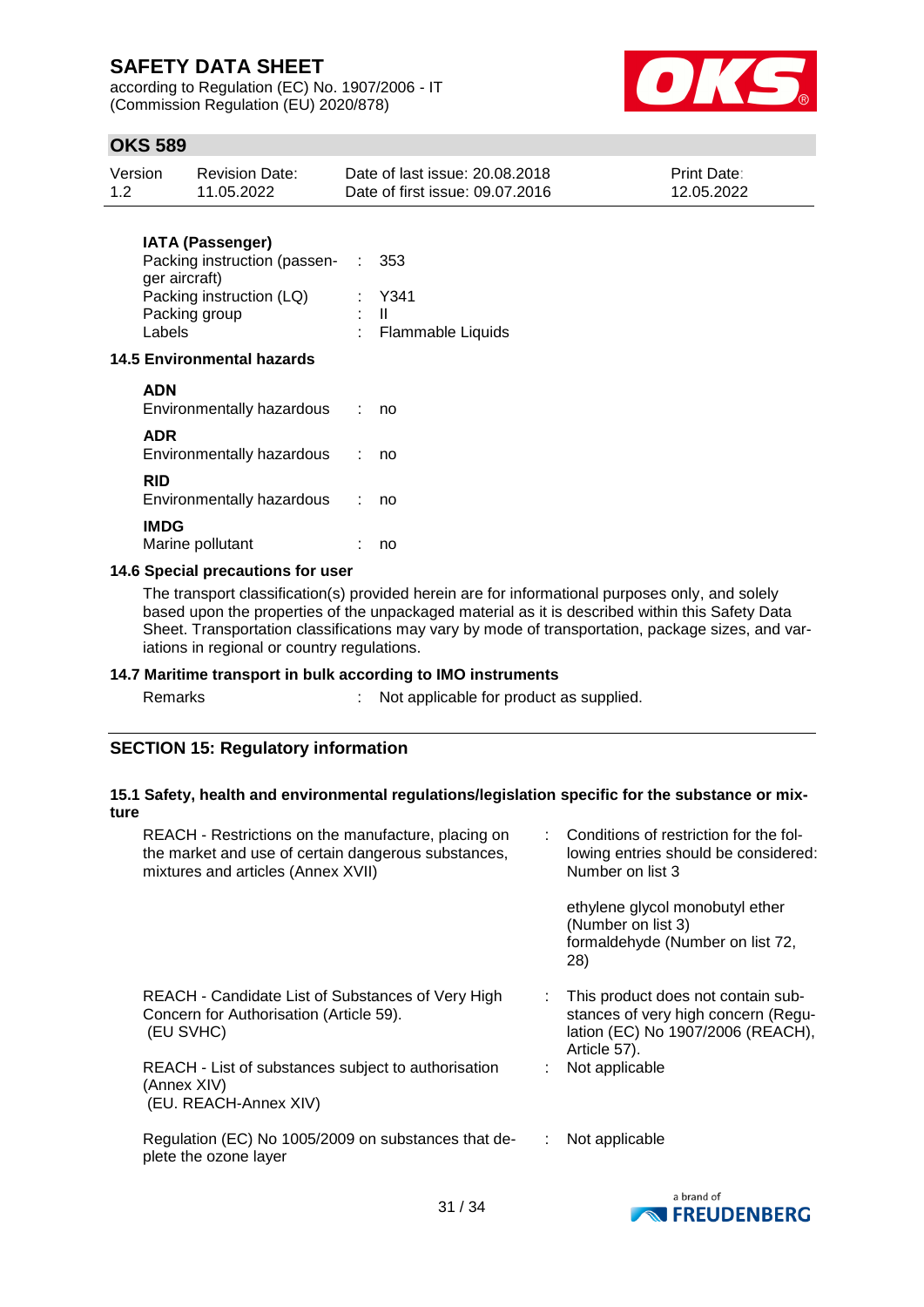**IATA (Passenger)**

Packing instruction (passenger aircraft) : 353

Packing instruction (LQ) : Y341

Packing group : II

Labels : Flammable Liquids

### 14.5 Environmental hazards

**ADN**

Environmentally hazardous : no

**ADR**

Environmentally hazardous : no

**RID**

Environmentally hazardous : no

**IMDG**

Marine pollutant : no

### 14.6 Special precautions for user

The transport classification(s) provided herein are for informational purposes only, and solely based upon the properties of the unpackaged material as it is described within this Safety Data Sheet. Transportation classifications may vary by mode of transportation, package sizes, and variations in regional or country regulations.

### 14.7 Maritime transport in bulk according to IMO instruments

Remarks : Not applicable for product as supplied.

## SECTION 15: Regulatory information

### 15.1 Safety, health and environmental regulations/legislation specific for the substance or mixture

REACH - Restrictions on the manufacture, placing on the market and use of certain dangerous substances, mixtures and articles (Annex XVII) : Conditions of restriction for the following entries should be considered: Number on list 3

ethylene glycol monobutyl ether (Number on list 3)
formaldehyde (Number on list 72, 28)

REACH - Candidate List of Substances of Very High Concern for Authorisation (Article 59). (EU SVHC) : This product does not contain substances of very high concern (Regulation (EC) No 1907/2006 (REACH), Article 57).

REACH - List of substances subject to authorisation (Annex XIV) (EU. REACH-Annex XIV) : Not applicable

Regulation (EC) No 1005/2009 on substances that deplete the ozone layer : Not applicable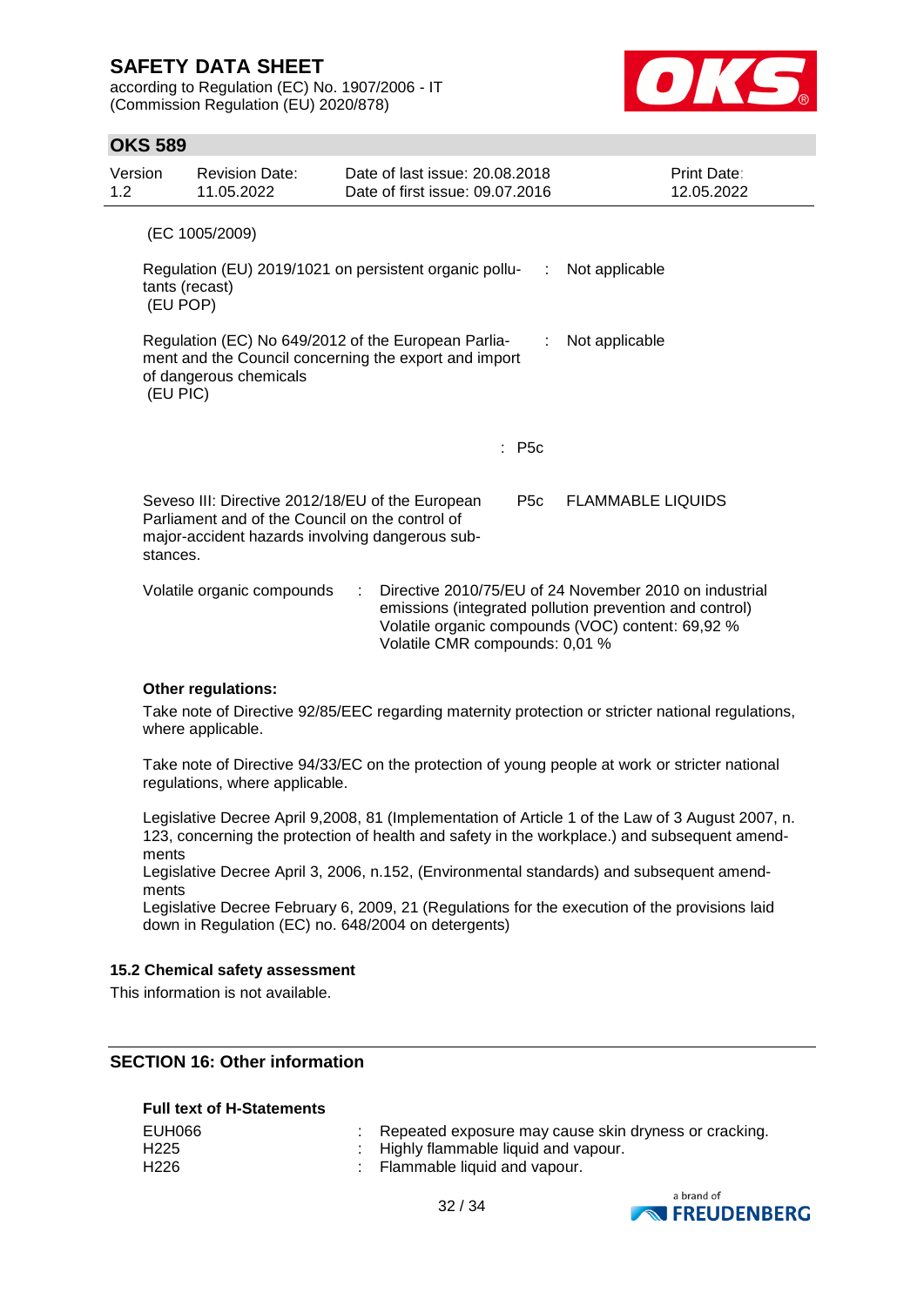(EC 1005/2009)

Regulation (EU) 2019/1021 on persistent organic pollutants (recast) (EU POP) : Not applicable

Regulation (EC) No 649/2012 of the European Parliament and the Council concerning the export and import of dangerous chemicals (EU PIC) : Not applicable

: P5c

Seveso III: Directive 2012/18/EU of the European Parliament and of the Council on the control of major-accident hazards involving dangerous substances. P5c FLAMMABLE LIQUIDS

Volatile organic compounds : Directive 2010/75/EU of 24 November 2010 on industrial emissions (integrated pollution prevention and control)
Volatile organic compounds (VOC) content: 69,92 %
Volatile CMR compounds: 0,01 %

**Other regulations:**

Take note of Directive 92/85/EEC regarding maternity protection or stricter national regulations, where applicable.

Take note of Directive 94/33/EC on the protection of young people at work or stricter national regulations, where applicable.

Legislative Decree April 9,2008, 81 (Implementation of Article 1 of the Law of 3 August 2007, n. 123, concerning the protection of health and safety in the workplace.) and subsequent amendments
Legislative Decree April 3, 2006, n.152, (Environmental standards) and subsequent amendments
Legislative Decree February 6, 2009, 21 (Regulations for the execution of the provisions laid down in Regulation (EC) no. 648/2004 on detergents)

### 15.2 Chemical safety assessment

This information is not available.

## SECTION 16: Other information

**Full text of H-Statements**

| | | |
|---|---|---|
| EUH066 | : | Repeated exposure may cause skin dryness or cracking. |
| H225 | : | Highly flammable liquid and vapour. |
| H226 | : | Flammable liquid and vapour. |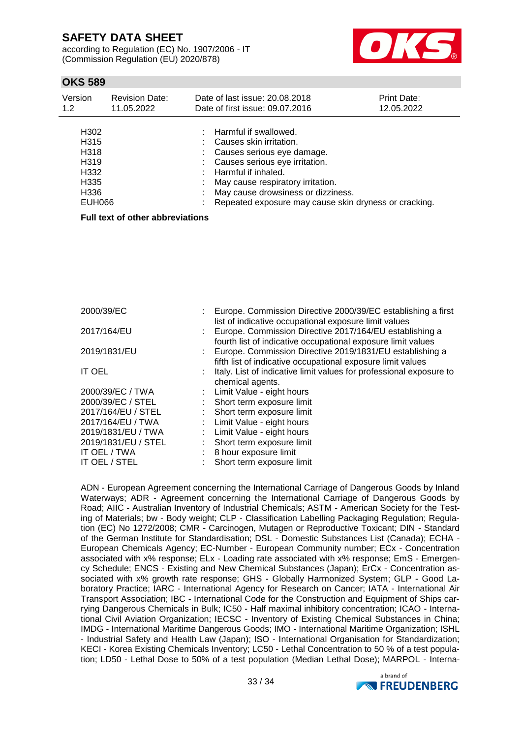| | | |
|---|---|---|
| H302 | : | Harmful if swallowed. |
| H315 | : | Causes skin irritation. |
| H318 | : | Causes serious eye damage. |
| H319 | : | Causes serious eye irritation. |
| H332 | : | Harmful if inhaled. |
| H335 | : | May cause respiratory irritation. |
| H336 | : | May cause drowsiness or dizziness. |
| EUH066 | : | Repeated exposure may cause skin dryness or cracking. |

**Full text of other abbreviations**

| | | |
|---|---|---|
| 2000/39/EC | : | Europe. Commission Directive 2000/39/EC establishing a first list of indicative occupational exposure limit values |
| 2017/164/EU | : | Europe. Commission Directive 2017/164/EU establishing a fourth list of indicative occupational exposure limit values |
| 2019/1831/EU | : | Europe. Commission Directive 2019/1831/EU establishing a fifth list of indicative occupational exposure limit values |
| IT OEL | : | Italy. List of indicative limit values for professional exposure to chemical agents. |
| 2000/39/EC / TWA | : | Limit Value - eight hours |
| 2000/39/EC / STEL | : | Short term exposure limit |
| 2017/164/EU / STEL | : | Short term exposure limit |
| 2017/164/EU / TWA | : | Limit Value - eight hours |
| 2019/1831/EU / TWA | : | Limit Value - eight hours |
| 2019/1831/EU / STEL | : | Short term exposure limit |
| IT OEL / TWA | : | 8 hour exposure limit |
| IT OEL / STEL | : | Short term exposure limit |

ADN - European Agreement concerning the International Carriage of Dangerous Goods by Inland Waterways; ADR - Agreement concerning the International Carriage of Dangerous Goods by Road; AIIC - Australian Inventory of Industrial Chemicals; ASTM - American Society for the Testing of Materials; bw - Body weight; CLP - Classification Labelling Packaging Regulation; Regulation (EC) No 1272/2008; CMR - Carcinogen, Mutagen or Reproductive Toxicant; DIN - Standard of the German Institute for Standardisation; DSL - Domestic Substances List (Canada); ECHA - European Chemicals Agency; EC-Number - European Community number; ECx - Concentration associated with x% response; ELx - Loading rate associated with x% response; EmS - Emergency Schedule; ENCS - Existing and New Chemical Substances (Japan); ErCx - Concentration associated with x% growth rate response; GHS - Globally Harmonized System; GLP - Good Laboratory Practice; IARC - International Agency for Research on Cancer; IATA - International Air Transport Association; IBC - International Code for the Construction and Equipment of Ships carrying Dangerous Chemicals in Bulk; IC50 - Half maximal inhibitory concentration; ICAO - International Civil Aviation Organization; IECSC - Inventory of Existing Chemical Substances in China; IMDG - International Maritime Dangerous Goods; IMO - International Maritime Organization; ISHL - Industrial Safety and Health Law (Japan); ISO - International Organisation for Standardization; KECI - Korea Existing Chemicals Inventory; LC50 - Lethal Concentration to 50 % of a test population; LD50 - Lethal Dose to 50% of a test population (Median Lethal Dose); MARPOL - Interna-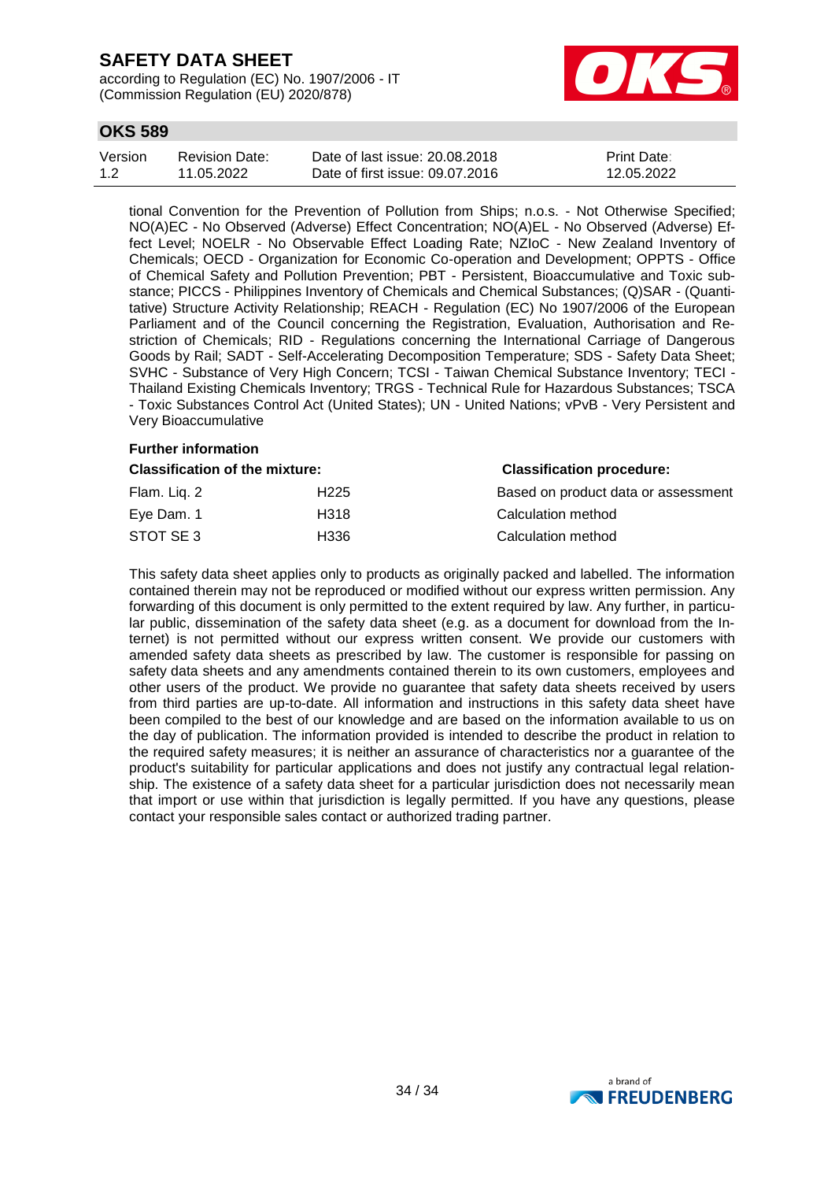tional Convention for the Prevention of Pollution from Ships; n.o.s. - Not Otherwise Specified; NO(A)EC - No Observed (Adverse) Effect Concentration; NO(A)EL - No Observed (Adverse) Effect Level; NOELR - No Observable Effect Loading Rate; NZIoC - New Zealand Inventory of Chemicals; OECD - Organization for Economic Co-operation and Development; OPPTS - Office of Chemical Safety and Pollution Prevention; PBT - Persistent, Bioaccumulative and Toxic substance; PICCS - Philippines Inventory of Chemicals and Chemical Substances; (Q)SAR - (Quantitative) Structure Activity Relationship; REACH - Regulation (EC) No 1907/2006 of the European Parliament and of the Council concerning the Registration, Evaluation, Authorisation and Restriction of Chemicals; RID - Regulations concerning the International Carriage of Dangerous Goods by Rail; SADT - Self-Accelerating Decomposition Temperature; SDS - Safety Data Sheet; SVHC - Substance of Very High Concern; TCSI - Taiwan Chemical Substance Inventory; TECI - Thailand Existing Chemicals Inventory; TRGS - Technical Rule for Hazardous Substances; TSCA - Toxic Substances Control Act (United States); UN - United Nations; vPvB - Very Persistent and Very Bioaccumulative

**Further information**

| **Classification of the mixture:** | | **Classification procedure:** |
|---|---|---|
| Flam. Liq. 2 | H225 | Based on product data or assessment |
| Eye Dam. 1 | H318 | Calculation method |
| STOT SE 3 | H336 | Calculation method |

This safety data sheet applies only to products as originally packed and labelled. The information contained therein may not be reproduced or modified without our express written permission. Any forwarding of this document is only permitted to the extent required by law. Any further, in particular public, dissemination of the safety data sheet (e.g. as a document for download from the Internet) is not permitted without our express written consent. We provide our customers with amended safety data sheets as prescribed by law. The customer is responsible for passing on safety data sheets and any amendments contained therein to its own customers, employees and other users of the product. We provide no guarantee that safety data sheets received by users from third parties are up-to-date. All information and instructions in this safety data sheet have been compiled to the best of our knowledge and are based on the information available to us on the day of publication. The information provided is intended to describe the product in relation to the required safety measures; it is neither an assurance of characteristics nor a guarantee of the product's suitability for particular applications and does not justify any contractual legal relationship. The existence of a safety data sheet for a particular jurisdiction does not necessarily mean that import or use within that jurisdiction is legally permitted. If you have any questions, please contact your responsible sales contact or authorized trading partner.